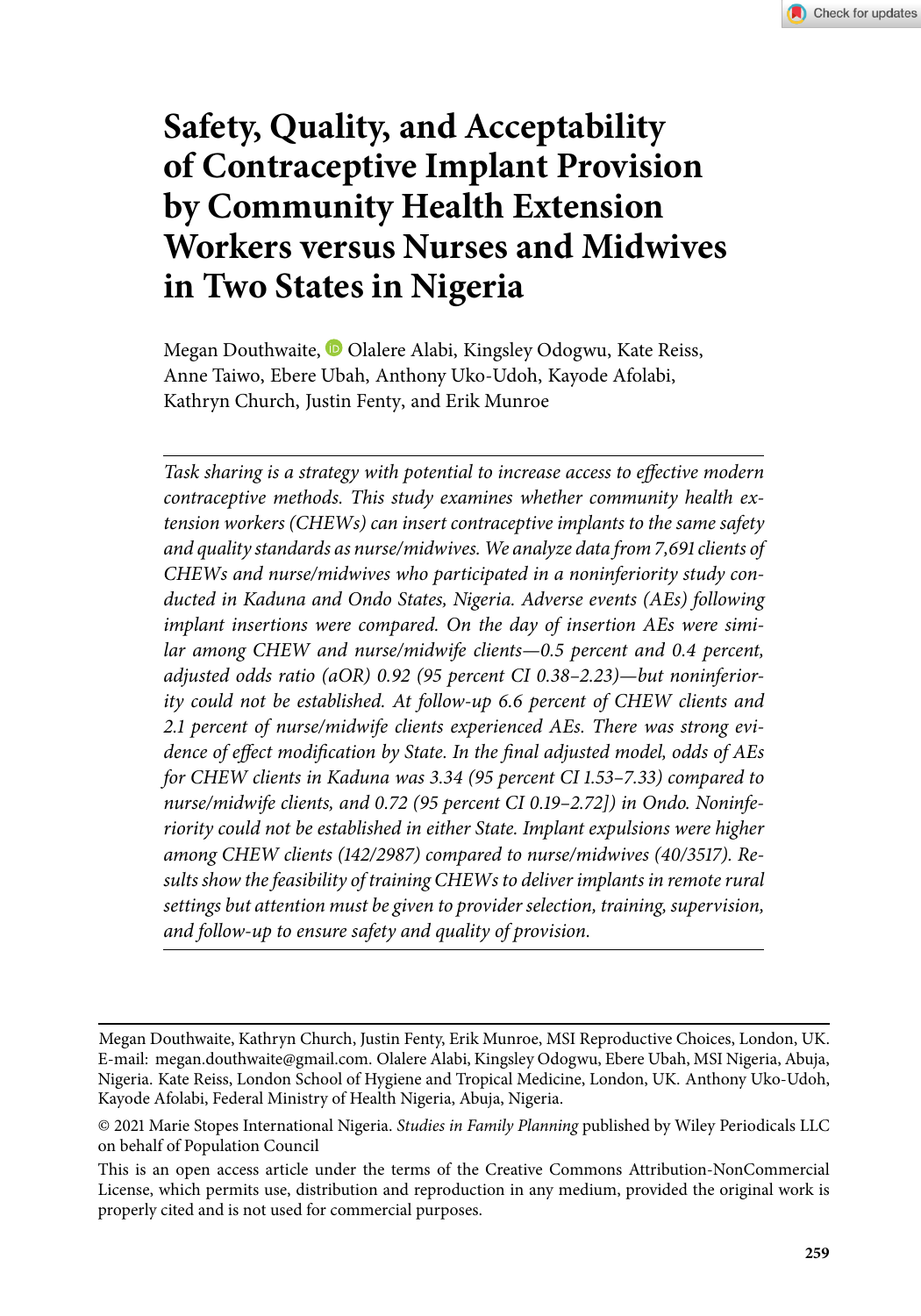# Safety, Quality, and Acceptability of Contraceptive Implant Provision by Community Health Extension Workers versus Nurses and Midwives in Two States in Nigeria

Megan Douthwaite, Olalere Alabi, Kingsley Odogwu, Kate Reiss, Anne Taiwo, Ebere Ubah, Anthony Uko-Udoh, Kayode Afolabi, Kathryn Church, Justin Fenty, and Erik Munroe

*Task sharing is a strategy with potential to increase access to effective modern contraceptive methods. This study examines whether community health extension workers (CHEWs) can insert contraceptive implants to the same safety and quality standards as nurse/midwives. We analyze data from 7,691 clients of CHEWs and nurse/midwives who participated in a noninferiority study conducted in Kaduna and Ondo States, Nigeria. Adverse events (AEs) following implant insertions were compared. On the day of insertion AEs were similar among CHEW and nurse/midwife clients—0.5 percent and 0.4 percent, adjusted odds ratio (aOR) 0.92 (95 percent CI 0.38–2.23)—but noninferiority could not be established. At follow-up 6.6 percent of CHEW clients and 2.1 percent of nurse/midwife clients experienced AEs. There was strong evidence of effect modification by State. In the final adjusted model, odds of AEs for CHEW clients in Kaduna was 3.34 (95 percent CI 1.53–7.33) compared to nurse/midwife clients, and 0.72 (95 percent CI 0.19–2.72]) in Ondo. Noninferiority could not be established in either State. Implant expulsions were higher among CHEW clients (142/2987) compared to nurse/midwives (40/3517). Results show the feasibility of training CHEWs to deliver implants in remote rural settings but attention must be given to provider selection, training, supervision, and follow-up to ensure safety and quality of provision.*

---

Megan Douthwaite, Kathryn Church, Justin Fenty, Erik Munroe, MSI Reproductive Choices, London, UK. E-mail: megan.douthwaite@gmail.com. Olalere Alabi, Kingsley Odogwu, Ebere Ubah, MSI Nigeria, Abuja, Nigeria. Kate Reiss, London School of Hygiene and Tropical Medicine, London, UK. Anthony Uko-Udoh, Kayode Afolabi, Federal Ministry of Health Nigeria, Abuja, Nigeria.

© 2021 Marie Stopes International Nigeria. *Studies in Family Planning* published by Wiley Periodicals LLC on behalf of Population Council

This is an open access article under the terms of the Creative Commons Attribution-NonCommercial License, which permits use, distribution and reproduction in any medium, provided the original work is properly cited and is not used for commercial purposes.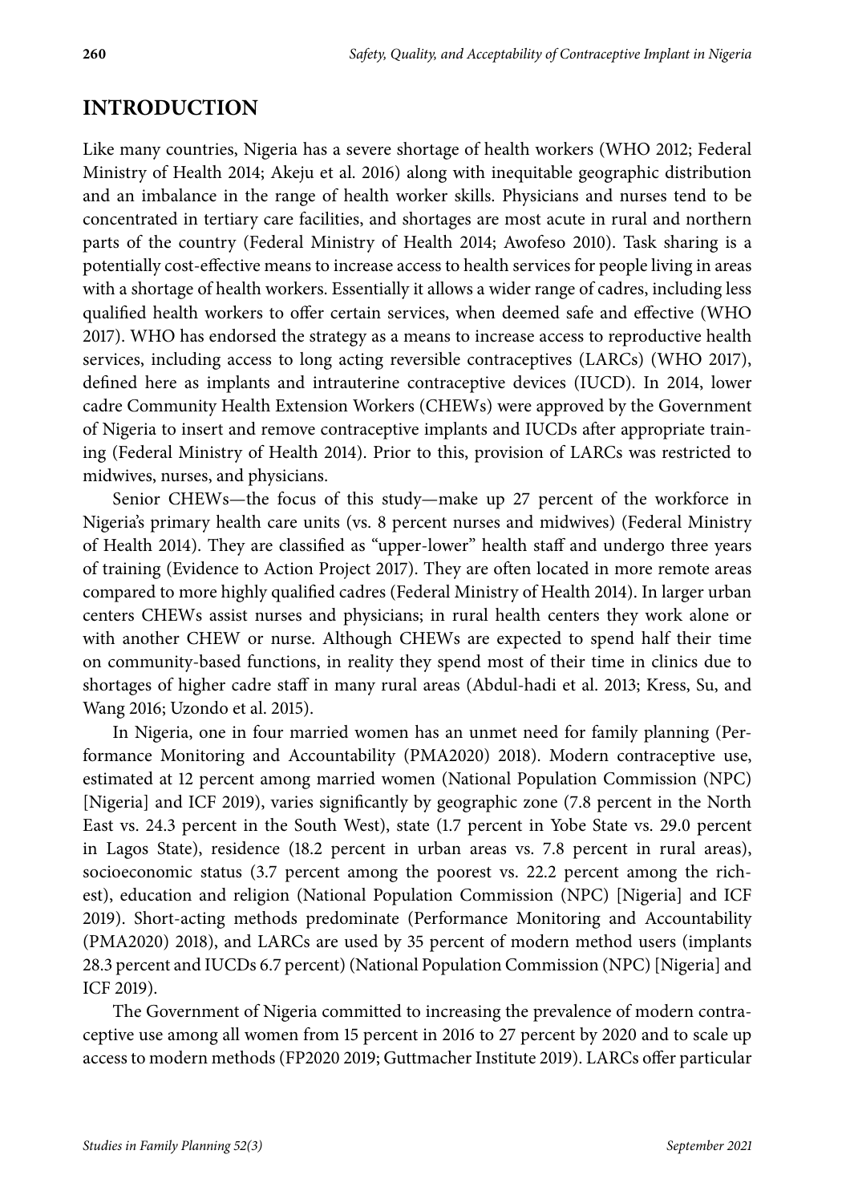## INTRODUCTION

Like many countries, Nigeria has a severe shortage of health workers (WHO 2012; Federal Ministry of Health 2014; Akeju et al. 2016) along with inequitable geographic distribution and an imbalance in the range of health worker skills. Physicians and nurses tend to be concentrated in tertiary care facilities, and shortages are most acute in rural and northern parts of the country (Federal Ministry of Health 2014; Awofeso 2010). Task sharing is a potentially cost-effective means to increase access to health services for people living in areas with a shortage of health workers. Essentially it allows a wider range of cadres, including less qualified health workers to offer certain services, when deemed safe and effective (WHO 2017). WHO has endorsed the strategy as a means to increase access to reproductive health services, including access to long acting reversible contraceptives (LARCs) (WHO 2017), defined here as implants and intrauterine contraceptive devices (IUCD). In 2014, lower cadre Community Health Extension Workers (CHEWs) were approved by the Government of Nigeria to insert and remove contraceptive implants and IUCDs after appropriate training (Federal Ministry of Health 2014). Prior to this, provision of LARCs was restricted to midwives, nurses, and physicians.

Senior CHEWs—the focus of this study—make up 27 percent of the workforce in Nigeria's primary health care units (vs. 8 percent nurses and midwives) (Federal Ministry of Health 2014). They are classified as "upper-lower" health staff and undergo three years of training (Evidence to Action Project 2017). They are often located in more remote areas compared to more highly qualified cadres (Federal Ministry of Health 2014). In larger urban centers CHEWs assist nurses and physicians; in rural health centers they work alone or with another CHEW or nurse. Although CHEWs are expected to spend half their time on community-based functions, in reality they spend most of their time in clinics due to shortages of higher cadre staff in many rural areas (Abdul-hadi et al. 2013; Kress, Su, and Wang 2016; Uzondo et al. 2015).

In Nigeria, one in four married women has an unmet need for family planning (Performance Monitoring and Accountability (PMA2020) 2018). Modern contraceptive use, estimated at 12 percent among married women (National Population Commission (NPC) [Nigeria] and ICF 2019), varies significantly by geographic zone (7.8 percent in the North East vs. 24.3 percent in the South West), state (1.7 percent in Yobe State vs. 29.0 percent in Lagos State), residence (18.2 percent in urban areas vs. 7.8 percent in rural areas), socioeconomic status (3.7 percent among the poorest vs. 22.2 percent among the richest), education and religion (National Population Commission (NPC) [Nigeria] and ICF 2019). Short-acting methods predominate (Performance Monitoring and Accountability (PMA2020) 2018), and LARCs are used by 35 percent of modern method users (implants 28.3 percent and IUCDs 6.7 percent) (National Population Commission (NPC) [Nigeria] and ICF 2019).

The Government of Nigeria committed to increasing the prevalence of modern contraceptive use among all women from 15 percent in 2016 to 27 percent by 2020 and to scale up access to modern methods (FP2020 2019; Guttmacher Institute 2019). LARCs offer particular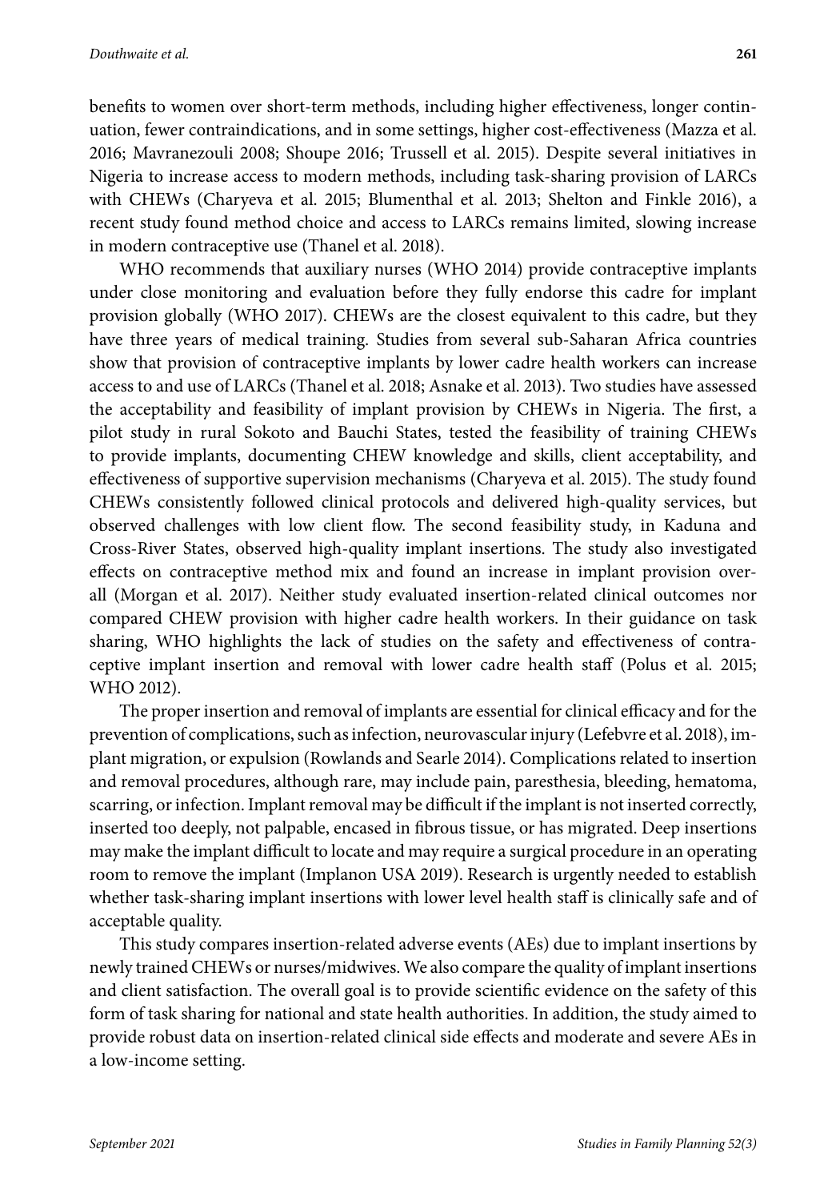benefits to women over short-term methods, including higher effectiveness, longer continuation, fewer contraindications, and in some settings, higher cost-effectiveness (Mazza et al. 2016; Mavranezouli 2008; Shoupe 2016; Trussell et al. 2015). Despite several initiatives in Nigeria to increase access to modern methods, including task-sharing provision of LARCs with CHEWs (Charyeva et al. 2015; Blumenthal et al. 2013; Shelton and Finkle 2016), a recent study found method choice and access to LARCs remains limited, slowing increase in modern contraceptive use (Thanel et al. 2018).

WHO recommends that auxiliary nurses (WHO 2014) provide contraceptive implants under close monitoring and evaluation before they fully endorse this cadre for implant provision globally (WHO 2017). CHEWs are the closest equivalent to this cadre, but they have three years of medical training. Studies from several sub-Saharan Africa countries show that provision of contraceptive implants by lower cadre health workers can increase access to and use of LARCs (Thanel et al. 2018; Asnake et al. 2013). Two studies have assessed the acceptability and feasibility of implant provision by CHEWs in Nigeria. The first, a pilot study in rural Sokoto and Bauchi States, tested the feasibility of training CHEWs to provide implants, documenting CHEW knowledge and skills, client acceptability, and effectiveness of supportive supervision mechanisms (Charyeva et al. 2015). The study found CHEWs consistently followed clinical protocols and delivered high-quality services, but observed challenges with low client flow. The second feasibility study, in Kaduna and Cross-River States, observed high-quality implant insertions. The study also investigated effects on contraceptive method mix and found an increase in implant provision overall (Morgan et al. 2017). Neither study evaluated insertion-related clinical outcomes nor compared CHEW provision with higher cadre health workers. In their guidance on task sharing, WHO highlights the lack of studies on the safety and effectiveness of contraceptive implant insertion and removal with lower cadre health staff (Polus et al. 2015; WHO 2012).

The proper insertion and removal of implants are essential for clinical efficacy and for the prevention of complications, such as infection, neurovascular injury (Lefebvre et al. 2018), implant migration, or expulsion (Rowlands and Searle 2014). Complications related to insertion and removal procedures, although rare, may include pain, paresthesia, bleeding, hematoma, scarring, or infection. Implant removal may be difficult if the implant is not inserted correctly, inserted too deeply, not palpable, encased in fibrous tissue, or has migrated. Deep insertions may make the implant difficult to locate and may require a surgical procedure in an operating room to remove the implant (Implanon USA 2019). Research is urgently needed to establish whether task-sharing implant insertions with lower level health staff is clinically safe and of acceptable quality.

This study compares insertion-related adverse events (AEs) due to implant insertions by newly trained CHEWs or nurses/midwives. We also compare the quality of implant insertions and client satisfaction. The overall goal is to provide scientific evidence on the safety of this form of task sharing for national and state health authorities. In addition, the study aimed to provide robust data on insertion-related clinical side effects and moderate and severe AEs in a low-income setting.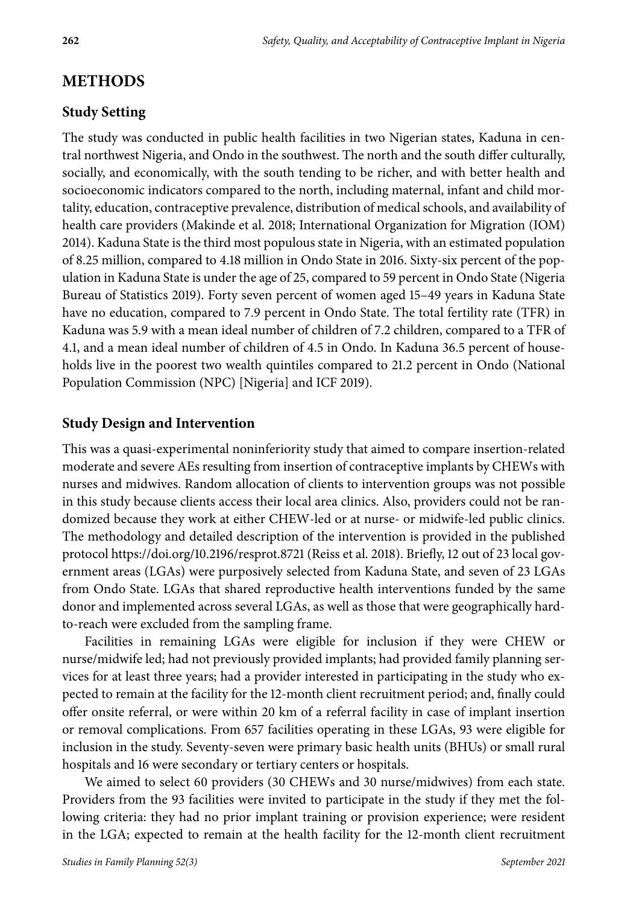## METHODS

### Study Setting

The study was conducted in public health facilities in two Nigerian states, Kaduna in central northwest Nigeria, and Ondo in the southwest. The north and the south differ culturally, socially, and economically, with the south tending to be richer, and with better health and socioeconomic indicators compared to the north, including maternal, infant and child mortality, education, contraceptive prevalence, distribution of medical schools, and availability of health care providers (Makinde et al. 2018; International Organization for Migration (IOM) 2014). Kaduna State is the third most populous state in Nigeria, with an estimated population of 8.25 million, compared to 4.18 million in Ondo State in 2016. Sixty-six percent of the population in Kaduna State is under the age of 25, compared to 59 percent in Ondo State (Nigeria Bureau of Statistics 2019). Forty seven percent of women aged 15–49 years in Kaduna State have no education, compared to 7.9 percent in Ondo State. The total fertility rate (TFR) in Kaduna was 5.9 with a mean ideal number of children of 7.2 children, compared to a TFR of 4.1, and a mean ideal number of children of 4.5 in Ondo. In Kaduna 36.5 percent of households live in the poorest two wealth quintiles compared to 21.2 percent in Ondo (National Population Commission (NPC) [Nigeria] and ICF 2019).

### Study Design and Intervention

This was a quasi-experimental noninferiority study that aimed to compare insertion-related moderate and severe AEs resulting from insertion of contraceptive implants by CHEWs with nurses and midwives. Random allocation of clients to intervention groups was not possible in this study because clients access their local area clinics. Also, providers could not be randomized because they work at either CHEW-led or at nurse- or midwife-led public clinics. The methodology and detailed description of the intervention is provided in the published protocol https://doi.org/10.2196/resprot.8721 (Reiss et al. 2018). Briefly, 12 out of 23 local government areas (LGAs) were purposively selected from Kaduna State, and seven of 23 LGAs from Ondo State. LGAs that shared reproductive health interventions funded by the same donor and implemented across several LGAs, as well as those that were geographically hard-to-reach were excluded from the sampling frame.

Facilities in remaining LGAs were eligible for inclusion if they were CHEW or nurse/midwife led; had not previously provided implants; had provided family planning services for at least three years; had a provider interested in participating in the study who expected to remain at the facility for the 12-month client recruitment period; and, finally could offer onsite referral, or were within 20 km of a referral facility in case of implant insertion or removal complications. From 657 facilities operating in these LGAs, 93 were eligible for inclusion in the study. Seventy-seven were primary basic health units (BHUs) or small rural hospitals and 16 were secondary or tertiary centers or hospitals.

We aimed to select 60 providers (30 CHEWs and 30 nurse/midwives) from each state. Providers from the 93 facilities were invited to participate in the study if they met the following criteria: they had no prior implant training or provision experience; were resident in the LGA; expected to remain at the health facility for the 12-month client recruitment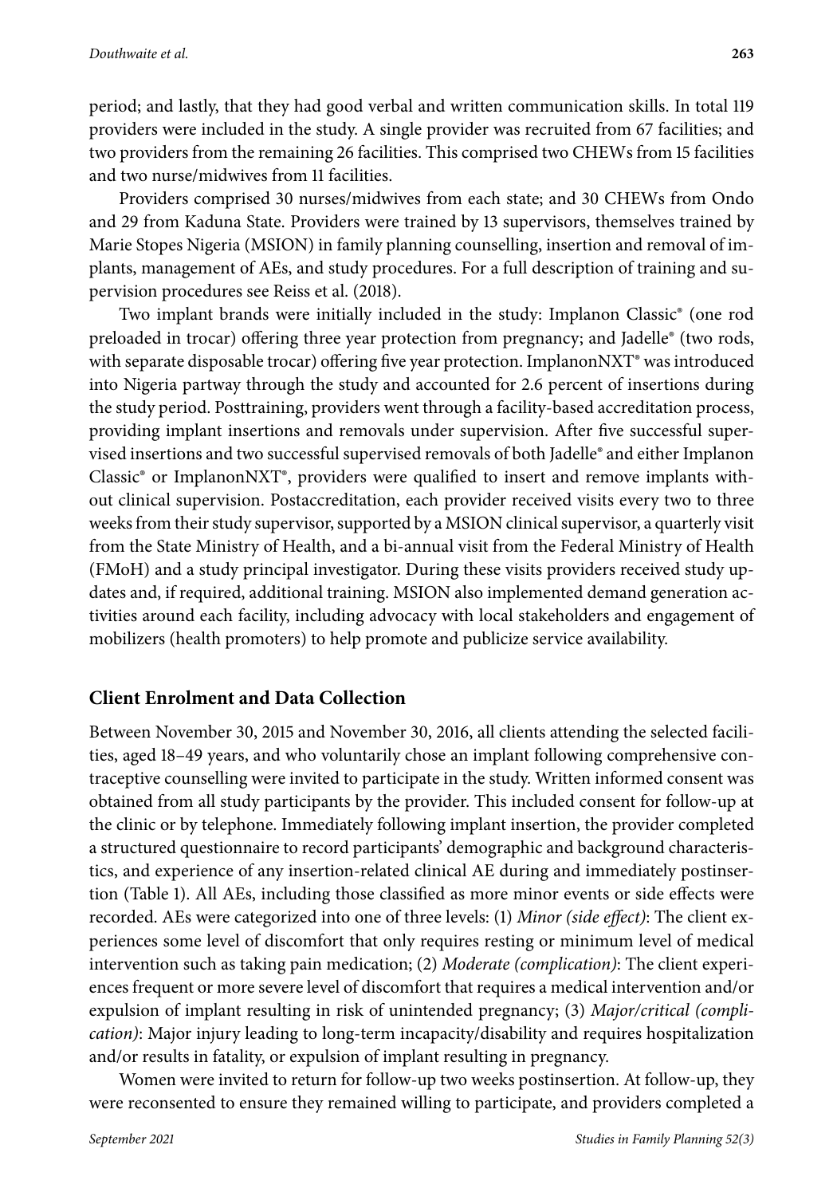period; and lastly, that they had good verbal and written communication skills. In total 119 providers were included in the study. A single provider was recruited from 67 facilities; and two providers from the remaining 26 facilities. This comprised two CHEWs from 15 facilities and two nurse/midwives from 11 facilities.

Providers comprised 30 nurses/midwives from each state; and 30 CHEWs from Ondo and 29 from Kaduna State. Providers were trained by 13 supervisors, themselves trained by Marie Stopes Nigeria (MSION) in family planning counselling, insertion and removal of implants, management of AEs, and study procedures. For a full description of training and supervision procedures see Reiss et al. (2018).

Two implant brands were initially included in the study: Implanon Classic® (one rod preloaded in trocar) offering three year protection from pregnancy; and Jadelle® (two rods, with separate disposable trocar) offering five year protection. ImplanonNXT® was introduced into Nigeria partway through the study and accounted for 2.6 percent of insertions during the study period. Posttraining, providers went through a facility-based accreditation process, providing implant insertions and removals under supervision. After five successful supervised insertions and two successful supervised removals of both Jadelle® and either Implanon Classic® or ImplanonNXT®, providers were qualified to insert and remove implants without clinical supervision. Postaccreditation, each provider received visits every two to three weeks from their study supervisor, supported by a MSION clinical supervisor, a quarterly visit from the State Ministry of Health, and a bi-annual visit from the Federal Ministry of Health (FMoH) and a study principal investigator. During these visits providers received study updates and, if required, additional training. MSION also implemented demand generation activities around each facility, including advocacy with local stakeholders and engagement of mobilizers (health promoters) to help promote and publicize service availability.

## Client Enrolment and Data Collection

Between November 30, 2015 and November 30, 2016, all clients attending the selected facilities, aged 18–49 years, and who voluntarily chose an implant following comprehensive contraceptive counselling were invited to participate in the study. Written informed consent was obtained from all study participants by the provider. This included consent for follow-up at the clinic or by telephone. Immediately following implant insertion, the provider completed a structured questionnaire to record participants' demographic and background characteristics, and experience of any insertion-related clinical AE during and immediately postinsertion (Table 1). All AEs, including those classified as more minor events or side effects were recorded. AEs were categorized into one of three levels: (1) *Minor (side effect)*: The client experiences some level of discomfort that only requires resting or minimum level of medical intervention such as taking pain medication; (2) *Moderate (complication)*: The client experiences frequent or more severe level of discomfort that requires a medical intervention and/or expulsion of implant resulting in risk of unintended pregnancy; (3) *Major/critical (complication)*: Major injury leading to long-term incapacity/disability and requires hospitalization and/or results in fatality, or expulsion of implant resulting in pregnancy.

Women were invited to return for follow-up two weeks postinsertion. At follow-up, they were reconsented to ensure they remained willing to participate, and providers completed a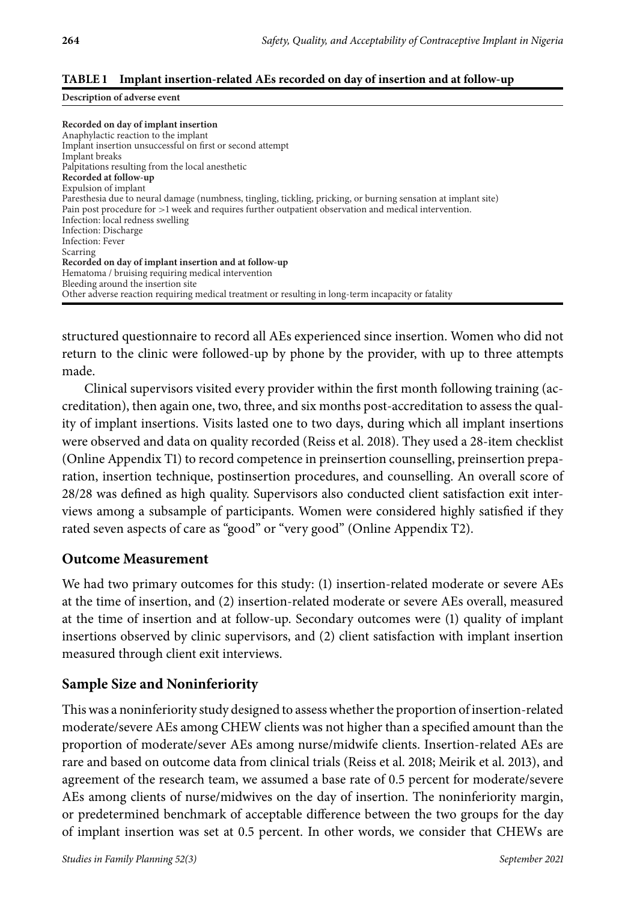**TABLE 1 Implant insertion-related AEs recorded on day of insertion and at follow-up**

| Description of adverse event |
|---|
| **Recorded on day of implant insertion** |
| Anaphylactic reaction to the implant |
| Implant insertion unsuccessful on first or second attempt |
| Implant breaks |
| Palpitations resulting from the local anesthetic |
| **Recorded at follow-up** |
| Expulsion of implant |
| Paresthesia due to neural damage (numbness, tingling, tickling, pricking, or burning sensation at implant site) |
| Pain post procedure for >1 week and requires further outpatient observation and medical intervention. |
| Infection: local redness swelling |
| Infection: Discharge |
| Infection: Fever |
| Scarring |
| **Recorded on day of implant insertion and at follow-up** |
| Hematoma / bruising requiring medical intervention |
| Bleeding around the insertion site |
| Other adverse reaction requiring medical treatment or resulting in long-term incapacity or fatality |

structured questionnaire to record all AEs experienced since insertion. Women who did not return to the clinic were followed-up by phone by the provider, with up to three attempts made.

Clinical supervisors visited every provider within the first month following training (accreditation), then again one, two, three, and six months post-accreditation to assess the quality of implant insertions. Visits lasted one to two days, during which all implant insertions were observed and data on quality recorded (Reiss et al. 2018). They used a 28-item checklist (Online Appendix T1) to record competence in preinsertion counselling, preinsertion preparation, insertion technique, postinsertion procedures, and counselling. An overall score of 28/28 was defined as high quality. Supervisors also conducted client satisfaction exit interviews among a subsample of participants. Women were considered highly satisfied if they rated seven aspects of care as "good" or "very good" (Online Appendix T2).

## Outcome Measurement

We had two primary outcomes for this study: (1) insertion-related moderate or severe AEs at the time of insertion, and (2) insertion-related moderate or severe AEs overall, measured at the time of insertion and at follow-up. Secondary outcomes were (1) quality of implant insertions observed by clinic supervisors, and (2) client satisfaction with implant insertion measured through client exit interviews.

## Sample Size and Noninferiority

This was a noninferiority study designed to assess whether the proportion of insertion-related moderate/severe AEs among CHEW clients was not higher than a specified amount than the proportion of moderate/sever AEs among nurse/midwife clients. Insertion-related AEs are rare and based on outcome data from clinical trials (Reiss et al. 2018; Meirik et al. 2013), and agreement of the research team, we assumed a base rate of 0.5 percent for moderate/severe AEs among clients of nurse/midwives on the day of insertion. The noninferiority margin, or predetermined benchmark of acceptable difference between the two groups for the day of implant insertion was set at 0.5 percent. In other words, we consider that CHEWs are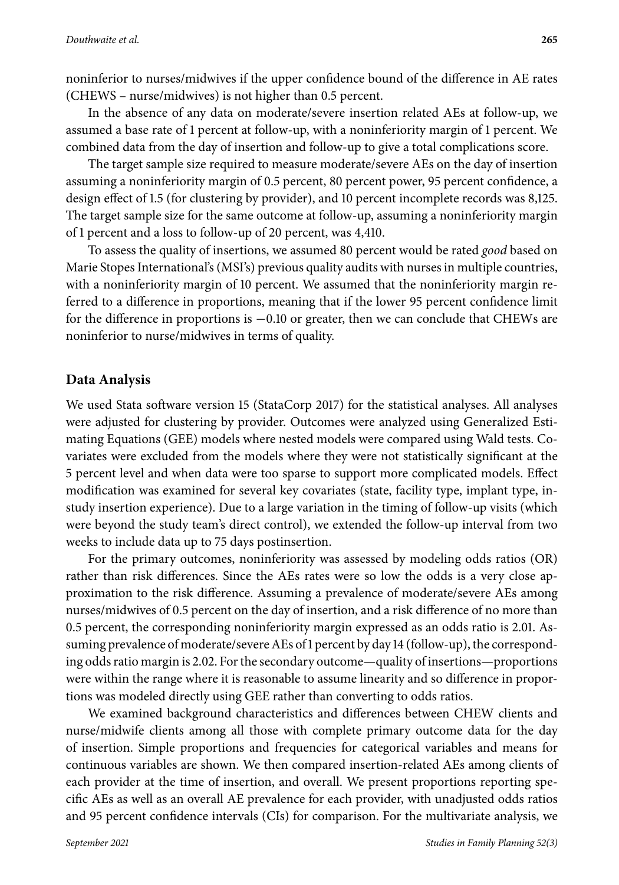noninferior to nurses/midwives if the upper confidence bound of the difference in AE rates (CHEWS – nurse/midwives) is not higher than 0.5 percent.

In the absence of any data on moderate/severe insertion related AEs at follow-up, we assumed a base rate of 1 percent at follow-up, with a noninferiority margin of 1 percent. We combined data from the day of insertion and follow-up to give a total complications score.

The target sample size required to measure moderate/severe AEs on the day of insertion assuming a noninferiority margin of 0.5 percent, 80 percent power, 95 percent confidence, a design effect of 1.5 (for clustering by provider), and 10 percent incomplete records was 8,125. The target sample size for the same outcome at follow-up, assuming a noninferiority margin of 1 percent and a loss to follow-up of 20 percent, was 4,410.

To assess the quality of insertions, we assumed 80 percent would be rated *good* based on Marie Stopes International's (MSI's) previous quality audits with nurses in multiple countries, with a noninferiority margin of 10 percent. We assumed that the noninferiority margin referred to a difference in proportions, meaning that if the lower 95 percent confidence limit for the difference in proportions is −0.10 or greater, then we can conclude that CHEWs are noninferior to nurse/midwives in terms of quality.

## Data Analysis

We used Stata software version 15 (StataCorp 2017) for the statistical analyses. All analyses were adjusted for clustering by provider. Outcomes were analyzed using Generalized Estimating Equations (GEE) models where nested models were compared using Wald tests. Covariates were excluded from the models where they were not statistically significant at the 5 percent level and when data were too sparse to support more complicated models. Effect modification was examined for several key covariates (state, facility type, implant type, in-study insertion experience). Due to a large variation in the timing of follow-up visits (which were beyond the study team's direct control), we extended the follow-up interval from two weeks to include data up to 75 days postinsertion.

For the primary outcomes, noninferiority was assessed by modeling odds ratios (OR) rather than risk differences. Since the AEs rates were so low the odds is a very close approximation to the risk difference. Assuming a prevalence of moderate/severe AEs among nurses/midwives of 0.5 percent on the day of insertion, and a risk difference of no more than 0.5 percent, the corresponding noninferiority margin expressed as an odds ratio is 2.01. Assuming prevalence of moderate/severe AEs of 1 percent by day 14 (follow-up), the corresponding odds ratio margin is 2.02. For the secondary outcome—quality of insertions—proportions were within the range where it is reasonable to assume linearity and so difference in proportions was modeled directly using GEE rather than converting to odds ratios.

We examined background characteristics and differences between CHEW clients and nurse/midwife clients among all those with complete primary outcome data for the day of insertion. Simple proportions and frequencies for categorical variables and means for continuous variables are shown. We then compared insertion-related AEs among clients of each provider at the time of insertion, and overall. We present proportions reporting specific AEs as well as an overall AE prevalence for each provider, with unadjusted odds ratios and 95 percent confidence intervals (CIs) for comparison. For the multivariate analysis, we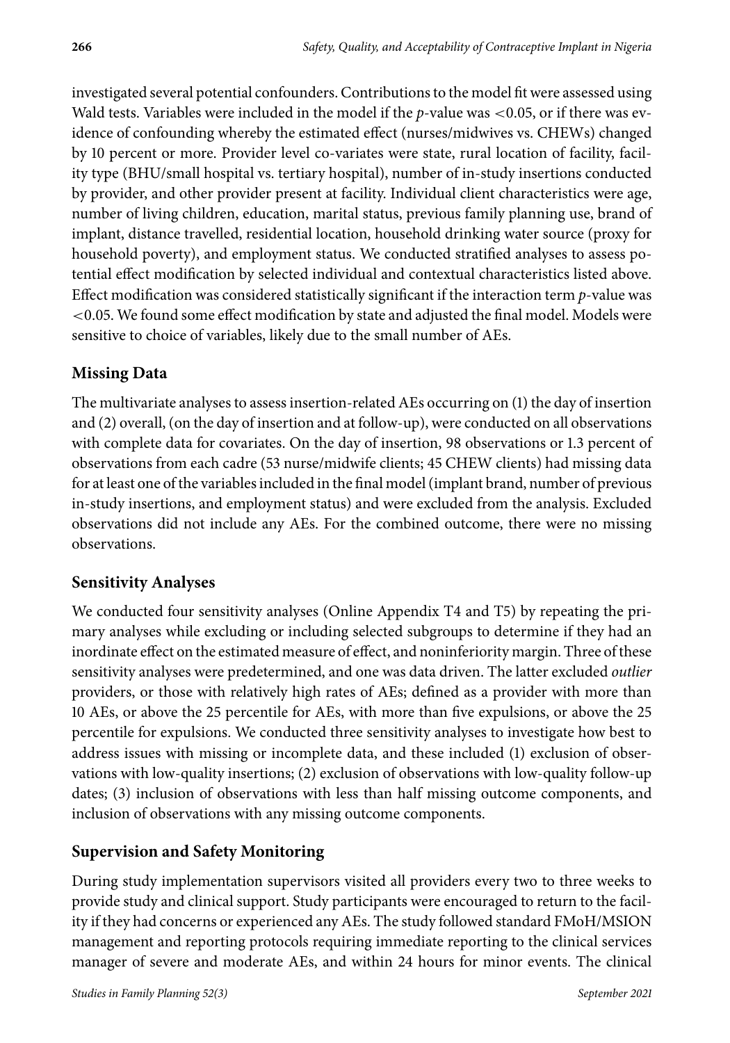investigated several potential confounders. Contributions to the model fit were assessed using Wald tests. Variables were included in the model if the $p$-value was $<0.05$, or if there was evidence of confounding whereby the estimated effect (nurses/midwives vs. CHEWs) changed by 10 percent or more. Provider level co-variates were state, rural location of facility, facility type (BHU/small hospital vs. tertiary hospital), number of in-study insertions conducted by provider, and other provider present at facility. Individual client characteristics were age, number of living children, education, marital status, previous family planning use, brand of implant, distance travelled, residential location, household drinking water source (proxy for household poverty), and employment status. We conducted stratified analyses to assess potential effect modification by selected individual and contextual characteristics listed above. Effect modification was considered statistically significant if the interaction term $p$-value was $<0.05$. We found some effect modification by state and adjusted the final model. Models were sensitive to choice of variables, likely due to the small number of AEs.

## Missing Data

The multivariate analyses to assess insertion-related AEs occurring on (1) the day of insertion and (2) overall, (on the day of insertion and at follow-up), were conducted on all observations with complete data for covariates. On the day of insertion, 98 observations or 1.3 percent of observations from each cadre (53 nurse/midwife clients; 45 CHEW clients) had missing data for at least one of the variables included in the final model (implant brand, number of previous in-study insertions, and employment status) and were excluded from the analysis. Excluded observations did not include any AEs. For the combined outcome, there were no missing observations.

## Sensitivity Analyses

We conducted four sensitivity analyses (Online Appendix T4 and T5) by repeating the primary analyses while excluding or including selected subgroups to determine if they had an inordinate effect on the estimated measure of effect, and noninferiority margin. Three of these sensitivity analyses were predetermined, and one was data driven. The latter excluded *outlier* providers, or those with relatively high rates of AEs; defined as a provider with more than 10 AEs, or above the 25 percentile for AEs, with more than five expulsions, or above the 25 percentile for expulsions. We conducted three sensitivity analyses to investigate how best to address issues with missing or incomplete data, and these included (1) exclusion of observations with low-quality insertions; (2) exclusion of observations with low-quality follow-up dates; (3) inclusion of observations with less than half missing outcome components, and inclusion of observations with any missing outcome components.

## Supervision and Safety Monitoring

During study implementation supervisors visited all providers every two to three weeks to provide study and clinical support. Study participants were encouraged to return to the facility if they had concerns or experienced any AEs. The study followed standard FMoH/MSION management and reporting protocols requiring immediate reporting to the clinical services manager of severe and moderate AEs, and within 24 hours for minor events. The clinical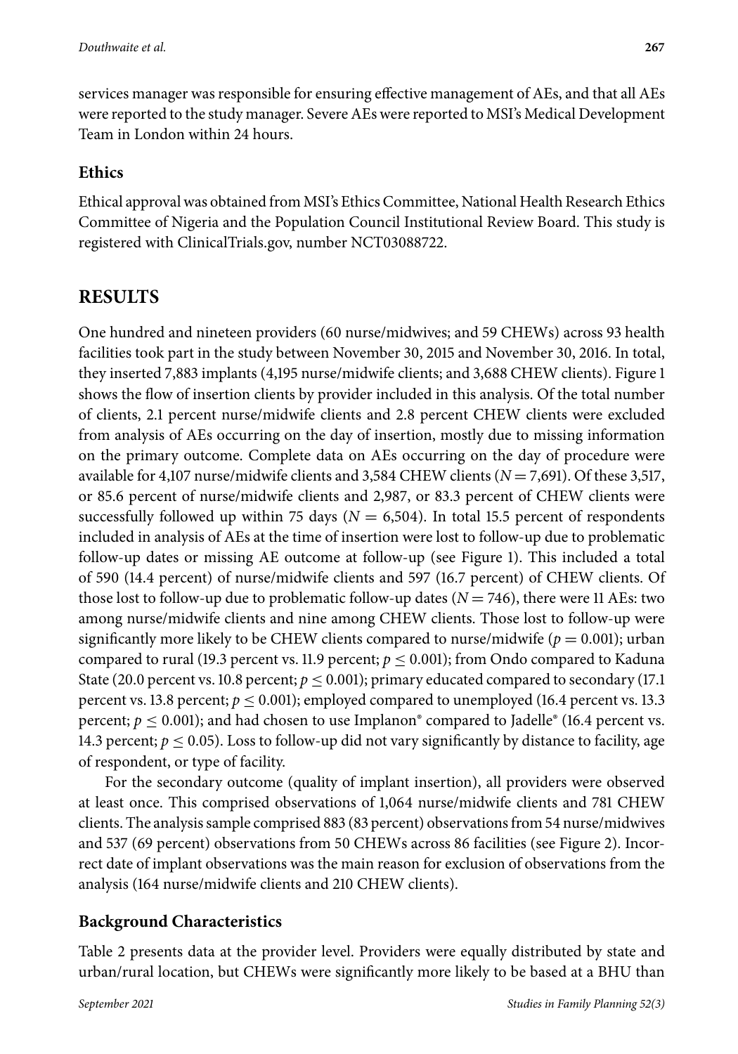services manager was responsible for ensuring effective management of AEs, and that all AEs were reported to the study manager. Severe AEs were reported to MSI's Medical Development Team in London within 24 hours.

### Ethics

Ethical approval was obtained from MSI's Ethics Committee, National Health Research Ethics Committee of Nigeria and the Population Council Institutional Review Board. This study is registered with ClinicalTrials.gov, number NCT03088722.

## RESULTS

One hundred and nineteen providers (60 nurse/midwives; and 59 CHEWs) across 93 health facilities took part in the study between November 30, 2015 and November 30, 2016. In total, they inserted 7,883 implants (4,195 nurse/midwife clients; and 3,688 CHEW clients). Figure 1 shows the flow of insertion clients by provider included in this analysis. Of the total number of clients, 2.1 percent nurse/midwife clients and 2.8 percent CHEW clients were excluded from analysis of AEs occurring on the day of insertion, mostly due to missing information on the primary outcome. Complete data on AEs occurring on the day of procedure were available for 4,107 nurse/midwife clients and 3,584 CHEW clients ($N = 7{,}691$). Of these 3,517, or 85.6 percent of nurse/midwife clients and 2,987, or 83.3 percent of CHEW clients were successfully followed up within 75 days ($N = 6{,}504$). In total 15.5 percent of respondents included in analysis of AEs at the time of insertion were lost to follow-up due to problematic follow-up dates or missing AE outcome at follow-up (see Figure 1). This included a total of 590 (14.4 percent) of nurse/midwife clients and 597 (16.7 percent) of CHEW clients. Of those lost to follow-up due to problematic follow-up dates ($N = 746$), there were 11 AEs: two among nurse/midwife clients and nine among CHEW clients. Those lost to follow-up were significantly more likely to be CHEW clients compared to nurse/midwife ($p = 0.001$); urban compared to rural (19.3 percent vs. 11.9 percent; $p \leq 0.001$); from Ondo compared to Kaduna State (20.0 percent vs. 10.8 percent; $p \leq 0.001$); primary educated compared to secondary (17.1 percent vs. 13.8 percent; $p \leq 0.001$); employed compared to unemployed (16.4 percent vs. 13.3 percent; $p \leq 0.001$); and had chosen to use Implanon® compared to Jadelle® (16.4 percent vs. 14.3 percent; $p \leq 0.05$). Loss to follow-up did not vary significantly by distance to facility, age of respondent, or type of facility.

For the secondary outcome (quality of implant insertion), all providers were observed at least once. This comprised observations of 1,064 nurse/midwife clients and 781 CHEW clients. The analysis sample comprised 883 (83 percent) observations from 54 nurse/midwives and 537 (69 percent) observations from 50 CHEWs across 86 facilities (see Figure 2). Incorrect date of implant observations was the main reason for exclusion of observations from the analysis (164 nurse/midwife clients and 210 CHEW clients).

### Background Characteristics

Table 2 presents data at the provider level. Providers were equally distributed by state and urban/rural location, but CHEWs were significantly more likely to be based at a BHU than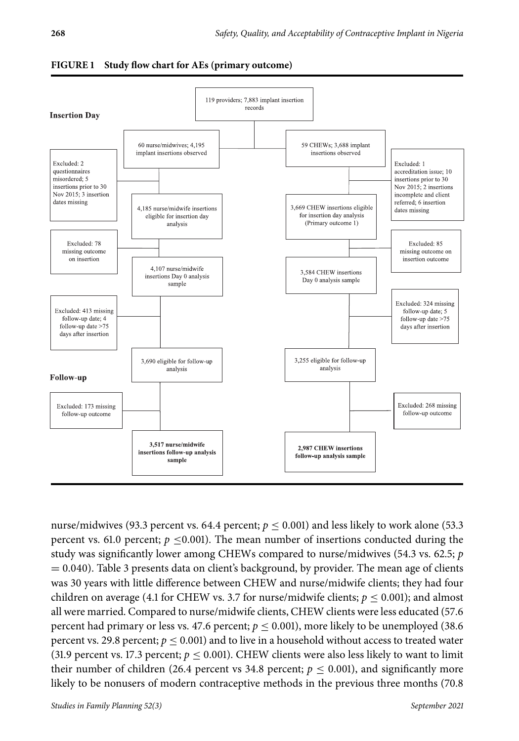**FIGURE 1 Study flow chart for AEs (primary outcome)**

**Insertion Day**

119 providers; 7,883 implant insertion records

| Nurse/midwives | CHEWs |
|---|---|
| 60 nurse/midwives; 4,195 implant insertions observed | 59 CHEWs; 3,688 implant insertions observed |
| Excluded: 2 questionnaires misordered; 5 insertions prior to 30 Nov 2015; 3 insertion dates missing | Excluded: 1 accreditation issue; 10 insertions prior to 30 Nov 2015; 2 insertions incomplete and client referred; 6 insertion dates missing |
| 4,185 nurse/midwife insertions eligible for insertion day analysis | 3,669 CHEW insertions eligible for insertion day analysis (Primary outcome 1) |
| Excluded: 78 missing outcome on insertion | Excluded: 85 missing outcome on insertion outcome |
| 4,107 nurse/midwife insertions Day 0 analysis sample | 3,584 CHEW insertions Day 0 analysis sample |
| Excluded: 413 missing follow-up date; 4 follow-up date >75 days after insertion | Excluded: 324 missing follow-up date; 5 follow-up date >75 days after insertion |
| 3,690 eligible for follow-up analysis | 3,255 eligible for follow-up analysis |

**Follow-up**

| Nurse/midwives | CHEWs |
|---|---|
| Excluded: 173 missing follow-up outcome | Excluded: 268 missing follow-up outcome |
| **3,517 nurse/midwife insertions follow-up analysis sample** | **2,987 CHEW insertions follow-up analysis sample** |

nurse/midwives (93.3 percent vs. 64.4 percent; $p \leq 0.001$) and less likely to work alone (53.3 percent vs. 61.0 percent; $p \leq 0.001$). The mean number of insertions conducted during the study was significantly lower among CHEWs compared to nurse/midwives (54.3 vs. 62.5; $p = 0.040$). Table 3 presents data on client's background, by provider. The mean age of clients was 30 years with little difference between CHEW and nurse/midwife clients; they had four children on average (4.1 for CHEW vs. 3.7 for nurse/midwife clients; $p \leq 0.001$); and almost all were married. Compared to nurse/midwife clients, CHEW clients were less educated (57.6 percent had primary or less vs. 47.6 percent; $p \leq 0.001$), more likely to be unemployed (38.6 percent vs. 29.8 percent; $p \leq 0.001$) and to live in a household without access to treated water (31.9 percent vs. 17.3 percent; $p \leq 0.001$). CHEW clients were also less likely to want to limit their number of children (26.4 percent vs 34.8 percent; $p \leq 0.001$), and significantly more likely to be nonusers of modern contraceptive methods in the previous three months (70.8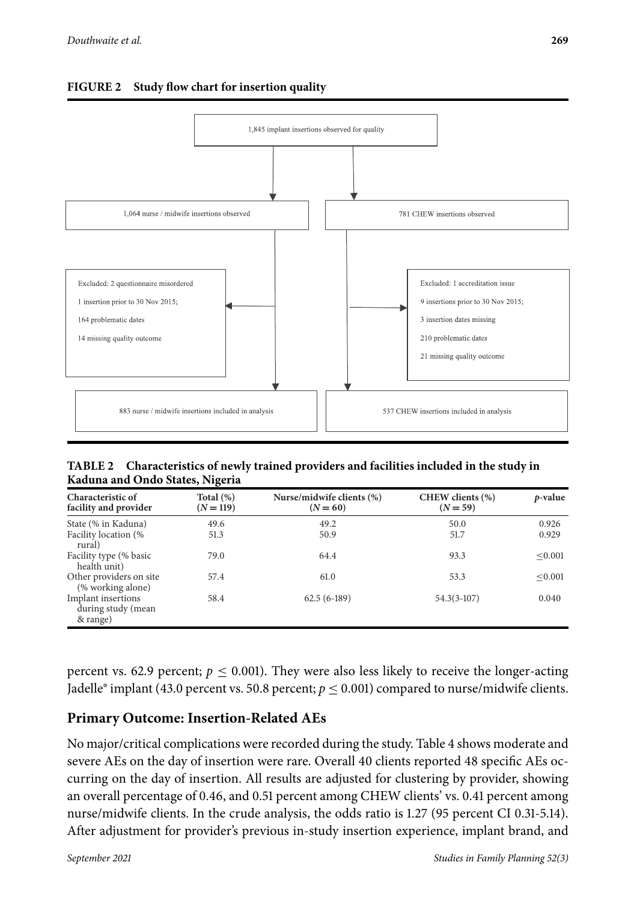**FIGURE 2 Study flow chart for insertion quality**

1,845 implant insertions observed for quality

1,064 nurse / midwife insertions observed

781 CHEW insertions observed

Excluded: 2 questionnaire misordered
1 insertion prior to 30 Nov 2015;
164 problematic dates
14 missing quality outcome

Excluded: 1 accreditation issue
9 insertions prior to 30 Nov 2015;
3 insertion dates missing
210 problematic dates
21 missing quality outcome

883 nurse / midwife insertions included in analysis

537 CHEW insertions included in analysis

**TABLE 2 Characteristics of newly trained providers and facilities included in the study in Kaduna and Ondo States, Nigeria**

| Characteristic of facility and provider | Total (%) ($N = 119$) | Nurse/midwife clients (%) ($N = 60$) | CHEW clients (%) ($N = 59$) | $p$-value |
|---|---|---|---|---|
| State (% in Kaduna) | 49.6 | 49.2 | 50.0 | 0.926 |
| Facility location (% rural) | 51.3 | 50.9 | 51.7 | 0.929 |
| Facility type (% basic health unit) | 79.0 | 64.4 | 93.3 | ≤0.001 |
| Other providers on site (% working alone) | 57.4 | 61.0 | 53.3 | ≤0.001 |
| Implant insertions during study (mean & range) | 58.4 | 62.5 (6-189) | 54.3(3-107) | 0.040 |

percent vs. 62.9 percent; $p \leq 0.001$). They were also less likely to receive the longer-acting Jadelle® implant (43.0 percent vs. 50.8 percent; $p \leq 0.001$) compared to nurse/midwife clients.

## Primary Outcome: Insertion-Related AEs

No major/critical complications were recorded during the study. Table 4 shows moderate and severe AEs on the day of insertion were rare. Overall 40 clients reported 48 specific AEs occurring on the day of insertion. All results are adjusted for clustering by provider, showing an overall percentage of 0.46, and 0.51 percent among CHEW clients' vs. 0.41 percent among nurse/midwife clients. In the crude analysis, the odds ratio is 1.27 (95 percent CI 0.31-5.14). After adjustment for provider's previous in-study insertion experience, implant brand, and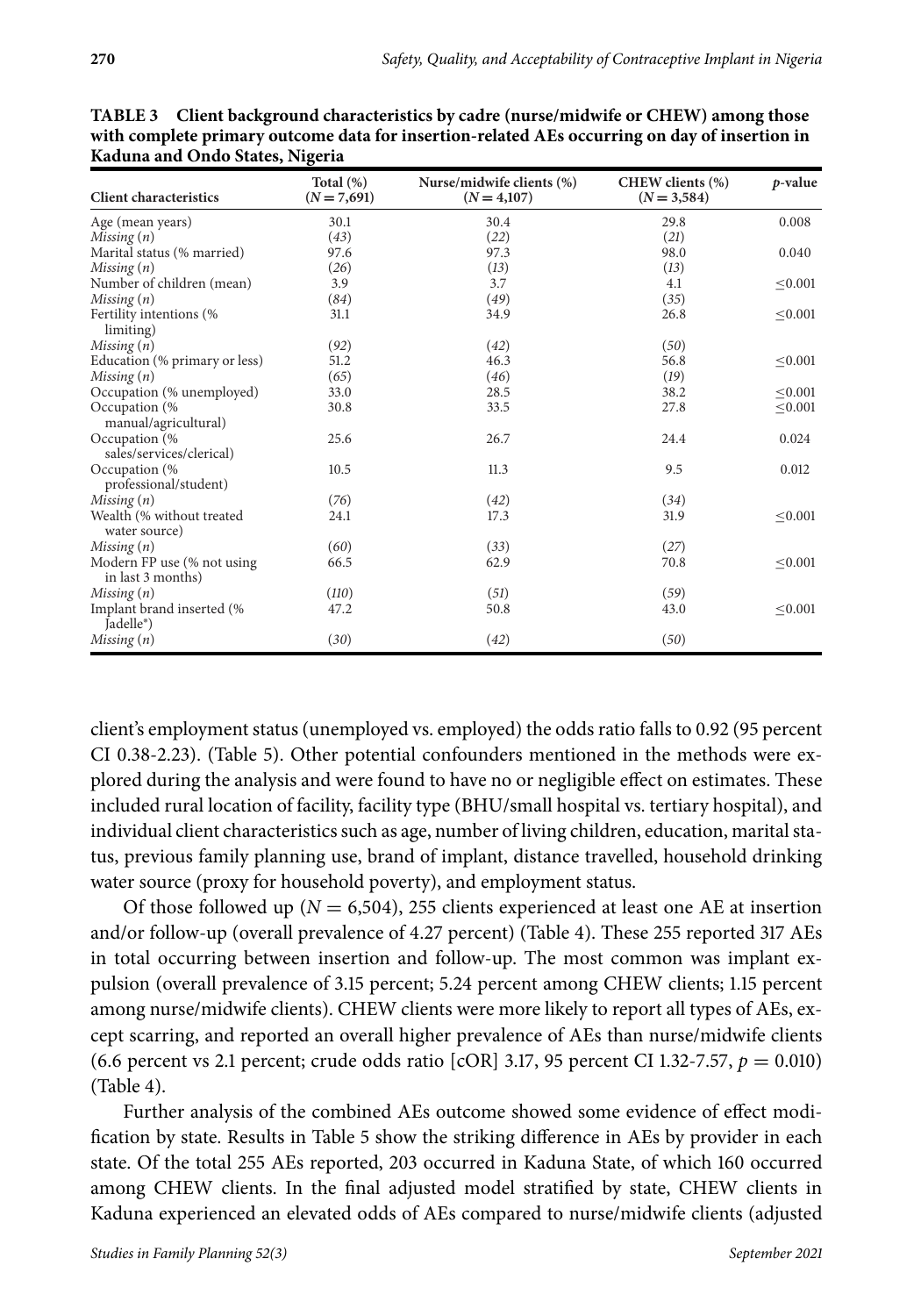**TABLE 3 Client background characteristics by cadre (nurse/midwife or CHEW) among those with complete primary outcome data for insertion-related AEs occurring on day of insertion in Kaduna and Ondo States, Nigeria**

| Client characteristics | Total (%) ($N = 7,691$) | Nurse/midwife clients (%) ($N = 4,107$) | CHEW clients (%) ($N = 3,584$) | $p$-value |
|---|---|---|---|---|
| Age (mean years) | 30.1 | 30.4 | 29.8 | 0.008 |
| *Missing (n)* | (43) | (22) | (21) | |
| Marital status (% married) | 97.6 | 97.3 | 98.0 | 0.040 |
| *Missing (n)* | (26) | (13) | (13) | |
| Number of children (mean) | 3.9 | 3.7 | 4.1 | ≤0.001 |
| *Missing (n)* | (84) | (49) | (35) | |
| Fertility intentions (% limiting) | 31.1 | 34.9 | 26.8 | ≤0.001 |
| *Missing (n)* | (92) | (42) | (50) | |
| Education (% primary or less) | 51.2 | 46.3 | 56.8 | ≤0.001 |
| *Missing (n)* | (65) | (46) | (19) | |
| Occupation (% unemployed) | 33.0 | 28.5 | 38.2 | ≤0.001 |
| Occupation (% manual/agricultural) | 30.8 | 33.5 | 27.8 | ≤0.001 |
| Occupation (% sales/services/clerical) | 25.6 | 26.7 | 24.4 | 0.024 |
| Occupation (% professional/student) | 10.5 | 11.3 | 9.5 | 0.012 |
| *Missing (n)* | (76) | (42) | (34) | |
| Wealth (% without treated water source) | 24.1 | 17.3 | 31.9 | ≤0.001 |
| *Missing (n)* | (60) | (33) | (27) | |
| Modern FP use (% not using in last 3 months) | 66.5 | 62.9 | 70.8 | ≤0.001 |
| *Missing (n)* | (110) | (51) | (59) | |
| Implant brand inserted (% Jadelle®) | 47.2 | 50.8 | 43.0 | ≤0.001 |
| *Missing (n)* | (30) | (42) | (50) | |

client's employment status (unemployed vs. employed) the odds ratio falls to 0.92 (95 percent CI 0.38-2.23). (Table 5). Other potential confounders mentioned in the methods were explored during the analysis and were found to have no or negligible effect on estimates. These included rural location of facility, facility type (BHU/small hospital vs. tertiary hospital), and individual client characteristics such as age, number of living children, education, marital status, previous family planning use, brand of implant, distance travelled, household drinking water source (proxy for household poverty), and employment status.

Of those followed up ($N = 6,504$), 255 clients experienced at least one AE at insertion and/or follow-up (overall prevalence of 4.27 percent) (Table 4). These 255 reported 317 AEs in total occurring between insertion and follow-up. The most common was implant expulsion (overall prevalence of 3.15 percent; 5.24 percent among CHEW clients; 1.15 percent among nurse/midwife clients). CHEW clients were more likely to report all types of AEs, except scarring, and reported an overall higher prevalence of AEs than nurse/midwife clients (6.6 percent vs 2.1 percent; crude odds ratio [cOR] 3.17, 95 percent CI 1.32-7.57, $p = 0.010$) (Table 4).

Further analysis of the combined AEs outcome showed some evidence of effect modification by state. Results in Table 5 show the striking difference in AEs by provider in each state. Of the total 255 AEs reported, 203 occurred in Kaduna State, of which 160 occurred among CHEW clients. In the final adjusted model stratified by state, CHEW clients in Kaduna experienced an elevated odds of AEs compared to nurse/midwife clients (adjusted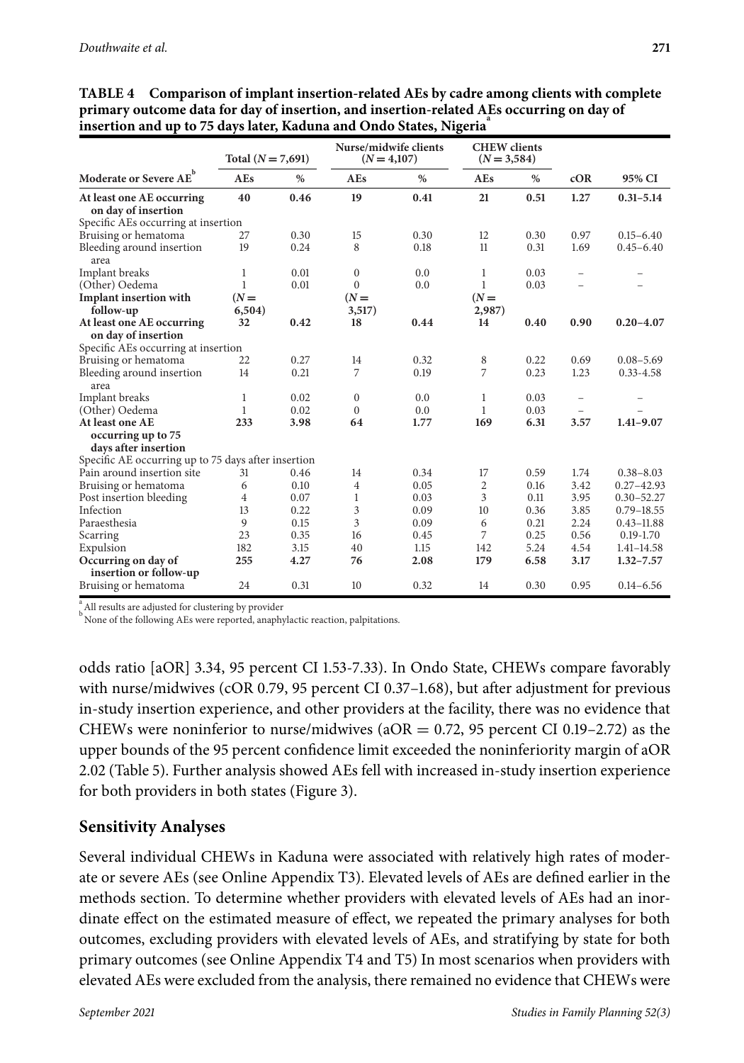**TABLE 4 Comparison of implant insertion-related AEs by cadre among clients with complete primary outcome data for day of insertion, and insertion-related AEs occurring on day of insertion and up to 75 days later, Kaduna and Ondo States, Nigeria[a]**

| | Total (N = 7,691) | | Nurse/midwife clients (N = 4,107) | | CHEW clients (N = 3,584) | | | |
|---|---|---|---|---|---|---|---|---|
| Moderate or Severe AE[b] | AEs | % | AEs | % | AEs | % | cOR | 95% CI |
| **At least one AE occurring on day of insertion** | **40** | **0.46** | **19** | **0.41** | **21** | **0.51** | **1.27** | **0.31–5.14** |
| Specific AEs occurring at insertion | | | | | | | | |
| Bruising or hematoma | 27 | 0.30 | 15 | 0.30 | 12 | 0.30 | 0.97 | 0.15–6.40 |
| Bleeding around insertion area | 19 | 0.24 | 8 | 0.18 | 11 | 0.31 | 1.69 | 0.45–6.40 |
| Implant breaks | 1 | 0.01 | 0 | 0.0 | 1 | 0.03 | – | – |
| (Other) Oedema | 1 | 0.01 | 0 | 0.0 | 1 | 0.03 | – | – |
| **Implant insertion with follow-up** | **(N = 6,504)** | | **(N = 3,517)** | | **(N = 2,987)** | | | |
| **At least one AE occurring on day of insertion** | **32** | **0.42** | **18** | **0.44** | **14** | **0.40** | **0.90** | **0.20–4.07** |
| Specific AEs occurring at insertion | | | | | | | | |
| Bruising or hematoma | 22 | 0.27 | 14 | 0.32 | 8 | 0.22 | 0.69 | 0.08–5.69 |
| Bleeding around insertion area | 14 | 0.21 | 7 | 0.19 | 7 | 0.23 | 1.23 | 0.33-4.58 |
| Implant breaks | 1 | 0.02 | 0 | 0.0 | 1 | 0.03 | – | – |
| (Other) Oedema | 1 | 0.02 | 0 | 0.0 | 1 | 0.03 | – | – |
| **At least one AE occurring up to 75 days after insertion** | **233** | **3.98** | **64** | **1.77** | **169** | **6.31** | **3.57** | **1.41–9.07** |
| Specific AE occurring up to 75 days after insertion | | | | | | | | |
| Pain around insertion site | 31 | 0.46 | 14 | 0.34 | 17 | 0.59 | 1.74 | 0.38–8.03 |
| Bruising or hematoma | 6 | 0.10 | 4 | 0.05 | 2 | 0.16 | 3.42 | 0.27–42.93 |
| Post insertion bleeding | 4 | 0.07 | 1 | 0.03 | 3 | 0.11 | 3.95 | 0.30–52.27 |
| Infection | 13 | 0.22 | 3 | 0.09 | 10 | 0.36 | 3.85 | 0.79–18.55 |
| Paraesthesia | 9 | 0.15 | 3 | 0.09 | 6 | 0.21 | 2.24 | 0.43–11.88 |
| Scarring | 23 | 0.35 | 16 | 0.45 | 7 | 0.25 | 0.56 | 0.19-1.70 |
| Expulsion | 182 | 3.15 | 40 | 1.15 | 142 | 5.24 | 4.54 | 1.41–14.58 |
| **Occurring on day of insertion or follow-up** | **255** | **4.27** | **76** | **2.08** | **179** | **6.58** | **3.17** | **1.32–7.57** |
| Bruising or hematoma | 24 | 0.31 | 10 | 0.32 | 14 | 0.30 | 0.95 | 0.14–6.56 |

[a] All results are adjusted for clustering by provider

[b] None of the following AEs were reported, anaphylactic reaction, palpitations.

odds ratio [aOR] 3.34, 95 percent CI 1.53-7.33). In Ondo State, CHEWs compare favorably with nurse/midwives (cOR 0.79, 95 percent CI 0.37–1.68), but after adjustment for previous in-study insertion experience, and other providers at the facility, there was no evidence that CHEWs were noninferior to nurse/midwives (aOR = 0.72, 95 percent CI 0.19–2.72) as the upper bounds of the 95 percent confidence limit exceeded the noninferiority margin of aOR 2.02 (Table 5). Further analysis showed AEs fell with increased in-study insertion experience for both providers in both states (Figure 3).

## Sensitivity Analyses

Several individual CHEWs in Kaduna were associated with relatively high rates of moderate or severe AEs (see Online Appendix T3). Elevated levels of AEs are defined earlier in the methods section. To determine whether providers with elevated levels of AEs had an inordinate effect on the estimated measure of effect, we repeated the primary analyses for both outcomes, excluding providers with elevated levels of AEs, and stratifying by state for both primary outcomes (see Online Appendix T4 and T5) In most scenarios when providers with elevated AEs were excluded from the analysis, there remained no evidence that CHEWs were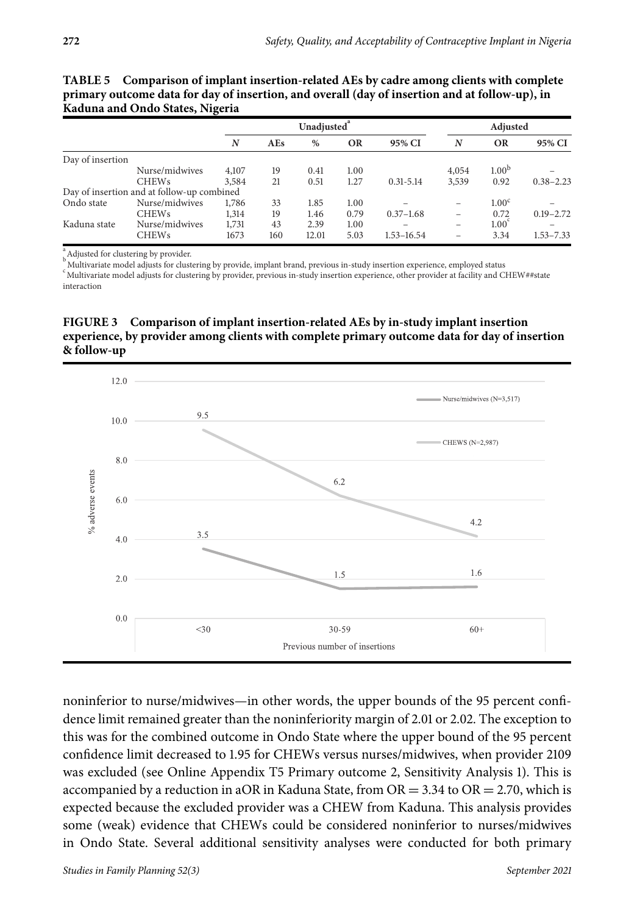**TABLE 5 Comparison of implant insertion-related AEs by cadre among clients with complete primary outcome data for day of insertion, and overall (day of insertion and at follow-up), in Kaduna and Ondo States, Nigeria**

| | | Unadjusted[a] | | | | | Adjusted | | |
|---|---|---|---|---|---|---|---|---|---|
| | | *N* | AEs | % | OR | 95% CI | *N* | OR | 95% CI |
| Day of insertion | | | | | | | | | |
| | Nurse/midwives | 4,107 | 19 | 0.41 | 1.00 | | 4,054 | 1.00[b] | – |
| | CHEWs | 3,584 | 21 | 0.51 | 1.27 | 0.31-5.14 | 3,539 | 0.92 | 0.38–2.23 |
| Day of insertion and at follow-up combined | | | | | | | | | |
| Ondo state | Nurse/midwives | 1,786 | 33 | 1.85 | 1.00 | – | – | 1.00[c] | – |
| | CHEWs | 1,314 | 19 | 1.46 | 0.79 | 0.37–1.68 | – | 0.72 | 0.19–2.72 |
| Kaduna state | Nurse/midwives | 1,731 | 43 | 2.39 | 1.00 | – | – | 1.00[c] | – |
| | CHEWs | 1673 | 160 | 12.01 | 5.03 | 1.53–16.54 | – | 3.34 | 1.53–7.33 |

[a] Adjusted for clustering by provider.
[b] Multivariate model adjusts for clustering by provide, implant brand, previous in-study insertion experience, employed status
[c] Multivariate model adjusts for clustering by provider, previous in-study insertion experience, other provider at facility and CHEW##state interaction

**FIGURE 3 Comparison of implant insertion-related AEs by in-study implant insertion experience, by provider among clients with complete primary outcome data for day of insertion & follow-up**

noninferior to nurse/midwives—in other words, the upper bounds of the 95 percent confidence limit remained greater than the noninferiority margin of 2.01 or 2.02. The exception to this was for the combined outcome in Ondo State where the upper bound of the 95 percent confidence limit decreased to 1.95 for CHEWs versus nurses/midwives, when provider 2109 was excluded (see Online Appendix T5 Primary outcome 2, Sensitivity Analysis 1). This is accompanied by a reduction in aOR in Kaduna State, from OR = 3.34 to OR = 2.70, which is expected because the excluded provider was a CHEW from Kaduna. This analysis provides some (weak) evidence that CHEWs could be considered noninferior to nurses/midwives in Ondo State. Several additional sensitivity analyses were conducted for both primary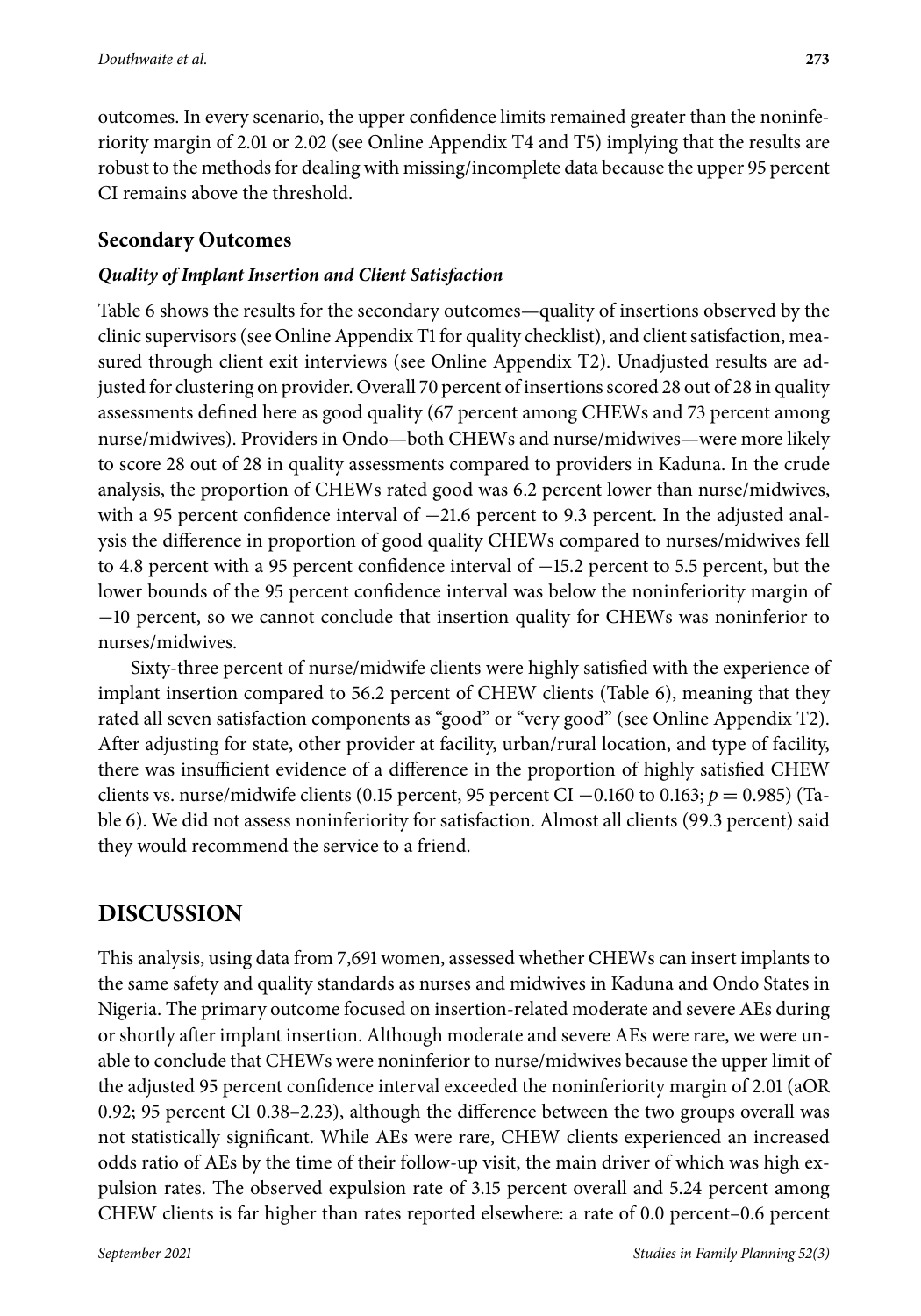outcomes. In every scenario, the upper confidence limits remained greater than the noninferiority margin of 2.01 or 2.02 (see Online Appendix T4 and T5) implying that the results are robust to the methods for dealing with missing/incomplete data because the upper 95 percent CI remains above the threshold.

### Secondary Outcomes

#### *Quality of Implant Insertion and Client Satisfaction*

Table 6 shows the results for the secondary outcomes—quality of insertions observed by the clinic supervisors (see Online Appendix T1 for quality checklist), and client satisfaction, measured through client exit interviews (see Online Appendix T2). Unadjusted results are adjusted for clustering on provider. Overall 70 percent of insertions scored 28 out of 28 in quality assessments defined here as good quality (67 percent among CHEWs and 73 percent among nurse/midwives). Providers in Ondo—both CHEWs and nurse/midwives—were more likely to score 28 out of 28 in quality assessments compared to providers in Kaduna. In the crude analysis, the proportion of CHEWs rated good was 6.2 percent lower than nurse/midwives, with a 95 percent confidence interval of −21.6 percent to 9.3 percent. In the adjusted analysis the difference in proportion of good quality CHEWs compared to nurses/midwives fell to 4.8 percent with a 95 percent confidence interval of −15.2 percent to 5.5 percent, but the lower bounds of the 95 percent confidence interval was below the noninferiority margin of −10 percent, so we cannot conclude that insertion quality for CHEWs was noninferior to nurses/midwives.

Sixty-three percent of nurse/midwife clients were highly satisfied with the experience of implant insertion compared to 56.2 percent of CHEW clients (Table 6), meaning that they rated all seven satisfaction components as "good" or "very good" (see Online Appendix T2). After adjusting for state, other provider at facility, urban/rural location, and type of facility, there was insufficient evidence of a difference in the proportion of highly satisfied CHEW clients vs. nurse/midwife clients (0.15 percent, 95 percent CI −0.160 to 0.163; $p = 0.985$) (Table 6). We did not assess noninferiority for satisfaction. Almost all clients (99.3 percent) said they would recommend the service to a friend.

## DISCUSSION

This analysis, using data from 7,691 women, assessed whether CHEWs can insert implants to the same safety and quality standards as nurses and midwives in Kaduna and Ondo States in Nigeria. The primary outcome focused on insertion-related moderate and severe AEs during or shortly after implant insertion. Although moderate and severe AEs were rare, we were unable to conclude that CHEWs were noninferior to nurse/midwives because the upper limit of the adjusted 95 percent confidence interval exceeded the noninferiority margin of 2.01 (aOR 0.92; 95 percent CI 0.38–2.23), although the difference between the two groups overall was not statistically significant. While AEs were rare, CHEW clients experienced an increased odds ratio of AEs by the time of their follow-up visit, the main driver of which was high expulsion rates. The observed expulsion rate of 3.15 percent overall and 5.24 percent among CHEW clients is far higher than rates reported elsewhere: a rate of 0.0 percent–0.6 percent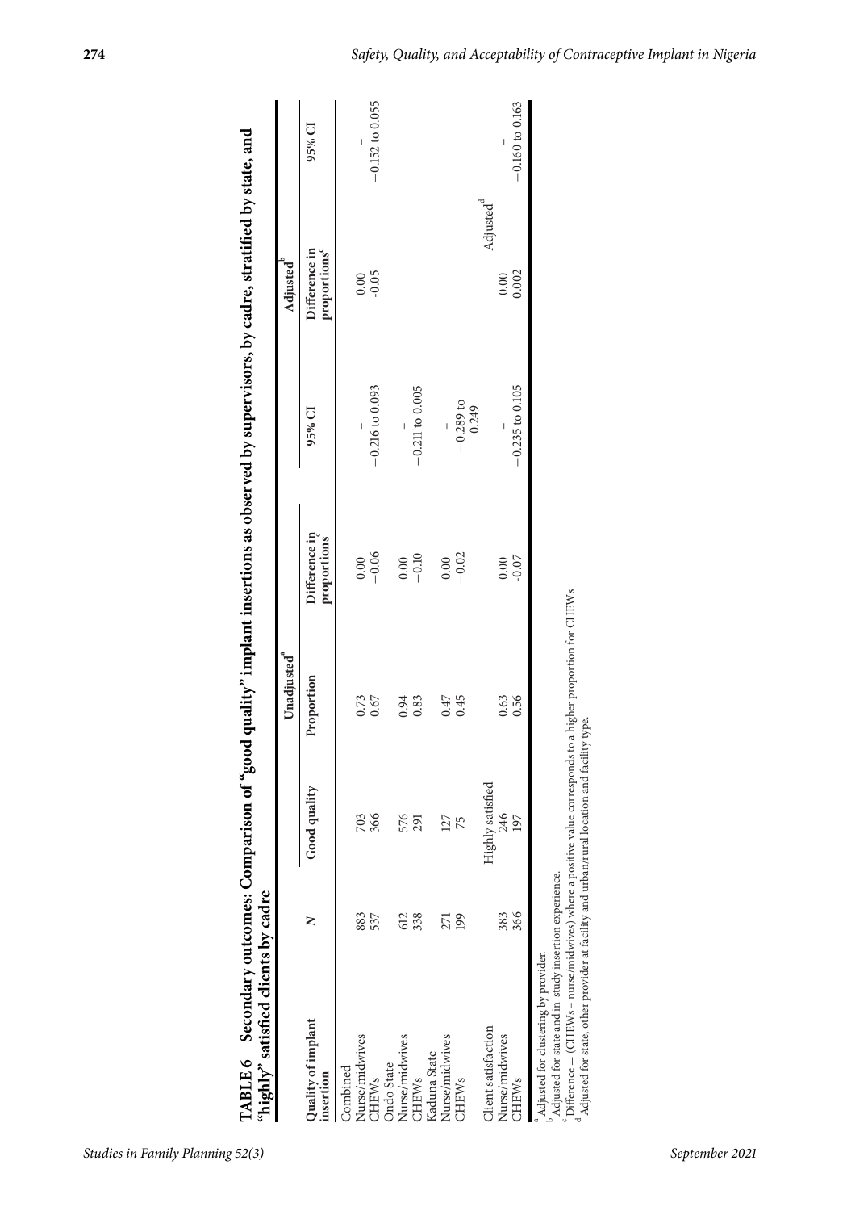**TABLE 6 Secondary outcomes: Comparison of "good quality" implant insertions as observed by supervisors, by cadre, stratified by state, and "highly" satisfied clients by cadre**

| | | | Unadjusted[a] | | | Adjusted[b] | |
|---|---|---|---|---|---|---|---|
| Quality of implant insertion | N | Good quality | Proportion | Difference in proportions[c] | 95% CI | Difference in proportions[c] | 95% CI |
| Combined | | | | | | | |
| Nurse/midwives | 883 | 703 | 0.73 | 0.00 | – | 0.00 | – |
| CHEWs | 537 | 366 | 0.67 | −0.06 | −0.216 to 0.093 | -0.05 | −0.152 to 0.055 |
| Ondo State | | | | | | | |
| Nurse/midwives | 612 | 576 | 0.94 | 0.00 | – | | |
| CHEWs | 338 | 291 | 0.83 | −0.10 | −0.211 to 0.005 | | |
| Kaduna State | | | | | | | |
| Nurse/midwives | 271 | 127 | 0.47 | 0.00 | – | | |
| CHEWs | 199 | 75 | 0.45 | −0.02 | −0.289 to 0.249 | | |
| | | | | | | Adjusted[d] | |
| Client satisfaction | | Highly satisfied | | | | | |
| Nurse/midwives | 383 | 246 | 0.63 | 0.00 | – | 0.00 | – |
| CHEWs | 366 | 197 | 0.56 | -0.07 | −0.235 to 0.105 | 0.002 | −0.160 to 0.163 |

[a] Adjusted for clustering by provider.
[b] Adjusted for state and in-study insertion experience.
[c] Difference = (CHEWs – nurse/midwives) where a positive value corresponds to a higher proportion for CHEWs
[d] Adjusted for state, other provider at facility and urban/rural location and facility type.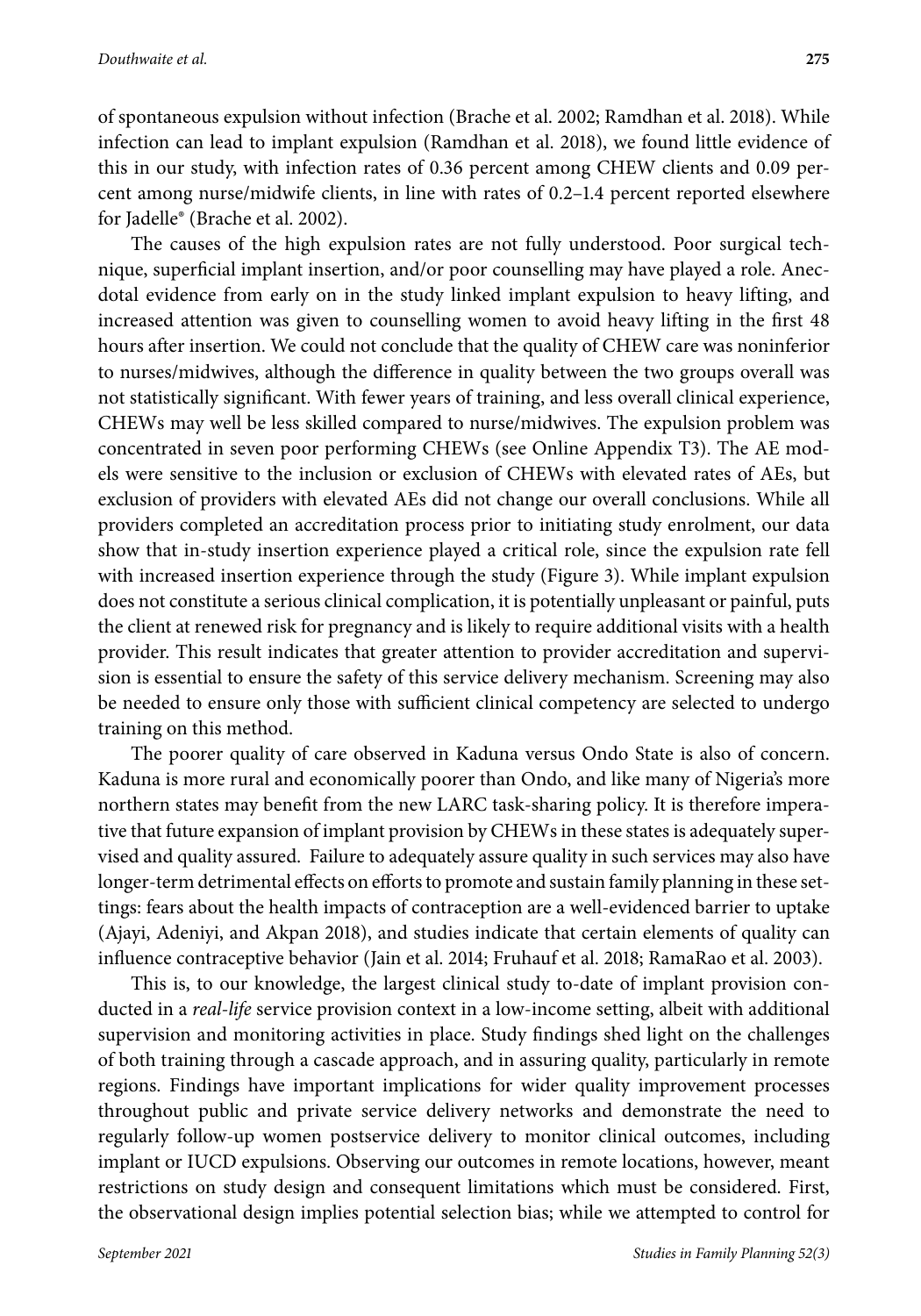of spontaneous expulsion without infection (Brache et al. 2002; Ramdhan et al. 2018). While infection can lead to implant expulsion (Ramdhan et al. 2018), we found little evidence of this in our study, with infection rates of 0.36 percent among CHEW clients and 0.09 percent among nurse/midwife clients, in line with rates of 0.2–1.4 percent reported elsewhere for Jadelle® (Brache et al. 2002).

The causes of the high expulsion rates are not fully understood. Poor surgical technique, superficial implant insertion, and/or poor counselling may have played a role. Anecdotal evidence from early on in the study linked implant expulsion to heavy lifting, and increased attention was given to counselling women to avoid heavy lifting in the first 48 hours after insertion. We could not conclude that the quality of CHEW care was noninferior to nurses/midwives, although the difference in quality between the two groups overall was not statistically significant. With fewer years of training, and less overall clinical experience, CHEWs may well be less skilled compared to nurse/midwives. The expulsion problem was concentrated in seven poor performing CHEWs (see Online Appendix T3). The AE models were sensitive to the inclusion or exclusion of CHEWs with elevated rates of AEs, but exclusion of providers with elevated AEs did not change our overall conclusions. While all providers completed an accreditation process prior to initiating study enrolment, our data show that in-study insertion experience played a critical role, since the expulsion rate fell with increased insertion experience through the study (Figure 3). While implant expulsion does not constitute a serious clinical complication, it is potentially unpleasant or painful, puts the client at renewed risk for pregnancy and is likely to require additional visits with a health provider. This result indicates that greater attention to provider accreditation and supervision is essential to ensure the safety of this service delivery mechanism. Screening may also be needed to ensure only those with sufficient clinical competency are selected to undergo training on this method.

The poorer quality of care observed in Kaduna versus Ondo State is also of concern. Kaduna is more rural and economically poorer than Ondo, and like many of Nigeria's more northern states may benefit from the new LARC task-sharing policy. It is therefore imperative that future expansion of implant provision by CHEWs in these states is adequately supervised and quality assured. Failure to adequately assure quality in such services may also have longer-term detrimental effects on efforts to promote and sustain family planning in these settings: fears about the health impacts of contraception are a well-evidenced barrier to uptake (Ajayi, Adeniyi, and Akpan 2018), and studies indicate that certain elements of quality can influence contraceptive behavior (Jain et al. 2014; Fruhauf et al. 2018; RamaRao et al. 2003).

This is, to our knowledge, the largest clinical study to-date of implant provision conducted in a *real-life* service provision context in a low-income setting, albeit with additional supervision and monitoring activities in place. Study findings shed light on the challenges of both training through a cascade approach, and in assuring quality, particularly in remote regions. Findings have important implications for wider quality improvement processes throughout public and private service delivery networks and demonstrate the need to regularly follow-up women postservice delivery to monitor clinical outcomes, including implant or IUCD expulsions. Observing our outcomes in remote locations, however, meant restrictions on study design and consequent limitations which must be considered. First, the observational design implies potential selection bias; while we attempted to control for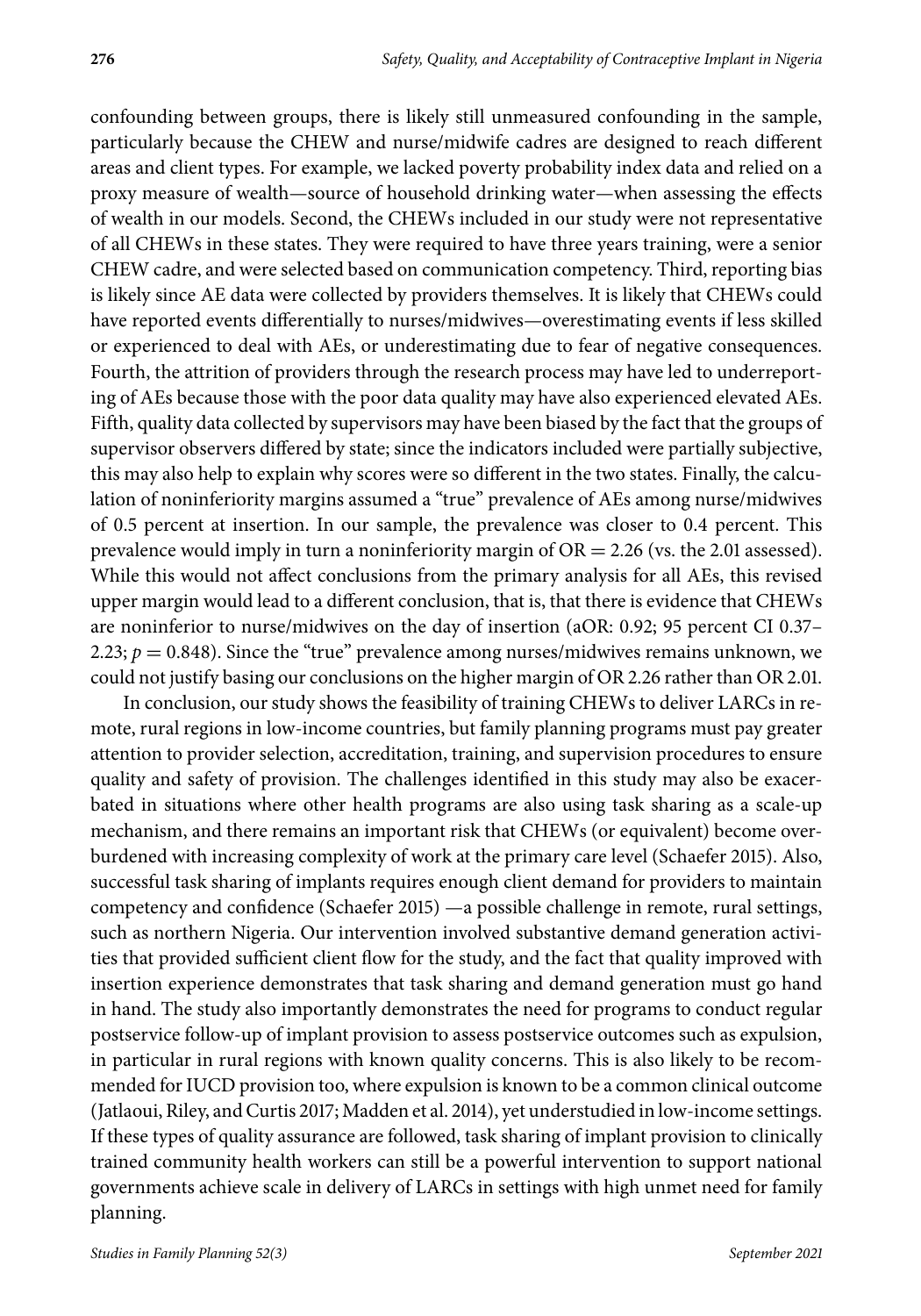confounding between groups, there is likely still unmeasured confounding in the sample, particularly because the CHEW and nurse/midwife cadres are designed to reach different areas and client types. For example, we lacked poverty probability index data and relied on a proxy measure of wealth—source of household drinking water—when assessing the effects of wealth in our models. Second, the CHEWs included in our study were not representative of all CHEWs in these states. They were required to have three years training, were a senior CHEW cadre, and were selected based on communication competency. Third, reporting bias is likely since AE data were collected by providers themselves. It is likely that CHEWs could have reported events differentially to nurses/midwives—overestimating events if less skilled or experienced to deal with AEs, or underestimating due to fear of negative consequences. Fourth, the attrition of providers through the research process may have led to underreporting of AEs because those with the poor data quality may have also experienced elevated AEs. Fifth, quality data collected by supervisors may have been biased by the fact that the groups of supervisor observers differed by state; since the indicators included were partially subjective, this may also help to explain why scores were so different in the two states. Finally, the calculation of noninferiority margins assumed a "true" prevalence of AEs among nurse/midwives of 0.5 percent at insertion. In our sample, the prevalence was closer to 0.4 percent. This prevalence would imply in turn a noninferiority margin of OR = 2.26 (vs. the 2.01 assessed). While this would not affect conclusions from the primary analysis for all AEs, this revised upper margin would lead to a different conclusion, that is, that there is evidence that CHEWs are noninferior to nurse/midwives on the day of insertion (aOR: 0.92; 95 percent CI 0.37–2.23; $p = 0.848$). Since the "true" prevalence among nurses/midwives remains unknown, we could not justify basing our conclusions on the higher margin of OR 2.26 rather than OR 2.01.

In conclusion, our study shows the feasibility of training CHEWs to deliver LARCs in remote, rural regions in low-income countries, but family planning programs must pay greater attention to provider selection, accreditation, training, and supervision procedures to ensure quality and safety of provision. The challenges identified in this study may also be exacerbated in situations where other health programs are also using task sharing as a scale-up mechanism, and there remains an important risk that CHEWs (or equivalent) become overburdened with increasing complexity of work at the primary care level (Schaefer 2015). Also, successful task sharing of implants requires enough client demand for providers to maintain competency and confidence (Schaefer 2015) —a possible challenge in remote, rural settings, such as northern Nigeria. Our intervention involved substantive demand generation activities that provided sufficient client flow for the study, and the fact that quality improved with insertion experience demonstrates that task sharing and demand generation must go hand in hand. The study also importantly demonstrates the need for programs to conduct regular postservice follow-up of implant provision to assess postservice outcomes such as expulsion, in particular in rural regions with known quality concerns. This is also likely to be recommended for IUCD provision too, where expulsion is known to be a common clinical outcome (Jatlaoui, Riley, and Curtis 2017; Madden et al. 2014), yet understudied in low-income settings. If these types of quality assurance are followed, task sharing of implant provision to clinically trained community health workers can still be a powerful intervention to support national governments achieve scale in delivery of LARCs in settings with high unmet need for family planning.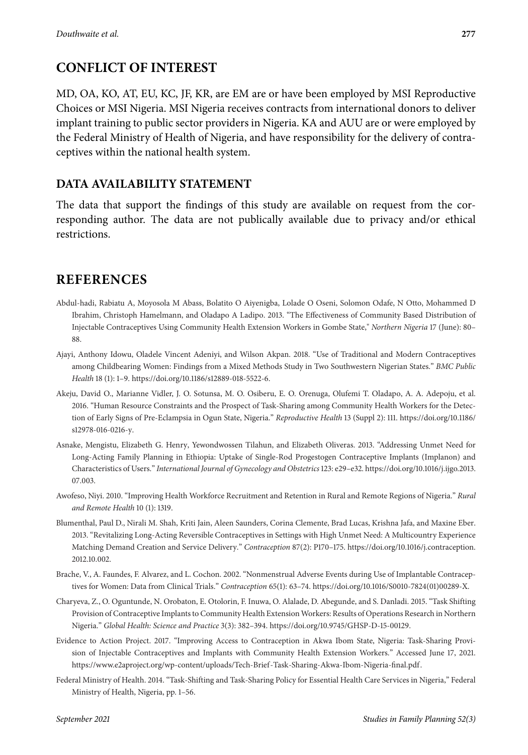## CONFLICT OF INTEREST

MD, OA, KO, AT, EU, KC, JF, KR, are EM are or have been employed by MSI Reproductive Choices or MSI Nigeria. MSI Nigeria receives contracts from international donors to deliver implant training to public sector providers in Nigeria. KA and AUU are or were employed by the Federal Ministry of Health of Nigeria, and have responsibility for the delivery of contraceptives within the national health system.

### DATA AVAILABILITY STATEMENT

The data that support the findings of this study are available on request from the corresponding author. The data are not publically available due to privacy and/or ethical restrictions.

## REFERENCES

Abdul-hadi, Rabiatu A, Moyosola M Abass, Bolatito O Aiyenigba, Lolade O Oseni, Solomon Odafe, N Otto, Mohammed D Ibrahim, Christoph Hamelmann, and Oladapo A Ladipo. 2013. "The Effectiveness of Community Based Distribution of Injectable Contraceptives Using Community Health Extension Workers in Gombe State," *Northern Nigeria* 17 (June): 80–88.

Ajayi, Anthony Idowu, Oladele Vincent Adeniyi, and Wilson Akpan. 2018. "Use of Traditional and Modern Contraceptives among Childbearing Women: Findings from a Mixed Methods Study in Two Southwestern Nigerian States." *BMC Public Health* 18 (1): 1–9. https://doi.org/10.1186/s12889-018-5522-6.

Akeju, David O., Marianne Vidler, J. O. Sotunsa, M. O. Osiberu, E. O. Orenuga, Olufemi T. Oladapo, A. A. Adepoju, et al. 2016. "Human Resource Constraints and the Prospect of Task-Sharing among Community Health Workers for the Detection of Early Signs of Pre-Eclampsia in Ogun State, Nigeria." *Reproductive Health* 13 (Suppl 2): 111. https://doi.org/10.1186/s12978-016-0216-y.

Asnake, Mengistu, Elizabeth G. Henry, Yewondwossen Tilahun, and Elizabeth Oliveras. 2013. "Addressing Unmet Need for Long-Acting Family Planning in Ethiopia: Uptake of Single-Rod Progestogen Contraceptive Implants (Implanon) and Characteristics of Users." *International Journal of Gynecology and Obstetrics* 123: e29–e32. https://doi.org/10.1016/j.ijgo.2013.07.003.

Awofeso, Niyi. 2010. "Improving Health Workforce Recruitment and Retention in Rural and Remote Regions of Nigeria." *Rural and Remote Health* 10 (1): 1319.

Blumenthal, Paul D., Nirali M. Shah, Kriti Jain, Aleen Saunders, Corina Clemente, Brad Lucas, Krishna Jafa, and Maxine Eber. 2013. "Revitalizing Long-Acting Reversible Contraceptives in Settings with High Unmet Need: A Multicountry Experience Matching Demand Creation and Service Delivery." *Contraception* 87(2): P170–175. https://doi.org/10.1016/j.contraception.2012.10.002.

Brache, V., A. Faundes, F. Alvarez, and L. Cochon. 2002. "Nonmenstrual Adverse Events during Use of Implantable Contraceptives for Women: Data from Clinical Trials." *Contraception* 65(1): 63–74. https://doi.org/10.1016/S0010-7824(01)00289-X.

Charyeva, Z., O. Oguntunde, N. Orobaton, E. Otolorin, F. Inuwa, O. Alalade, D. Abegunde, and S. Danladi. 2015. "Task Shifting Provision of Contraceptive Implants to Community Health Extension Workers: Results of Operations Research in Northern Nigeria." *Global Health: Science and Practice* 3(3): 382–394. https://doi.org/10.9745/GHSP-D-15-00129.

Evidence to Action Project. 2017. "Improving Access to Contraception in Akwa Ibom State, Nigeria: Task-Sharing Provision of Injectable Contraceptives and Implants with Community Health Extension Workers." Accessed June 17, 2021. https://www.e2aproject.org/wp-content/uploads/Tech-Brief-Task-Sharing-Akwa-Ibom-Nigeria-final.pdf.

Federal Ministry of Health. 2014. "Task-Shifting and Task-Sharing Policy for Essential Health Care Services in Nigeria," Federal Ministry of Health, Nigeria, pp. 1–56.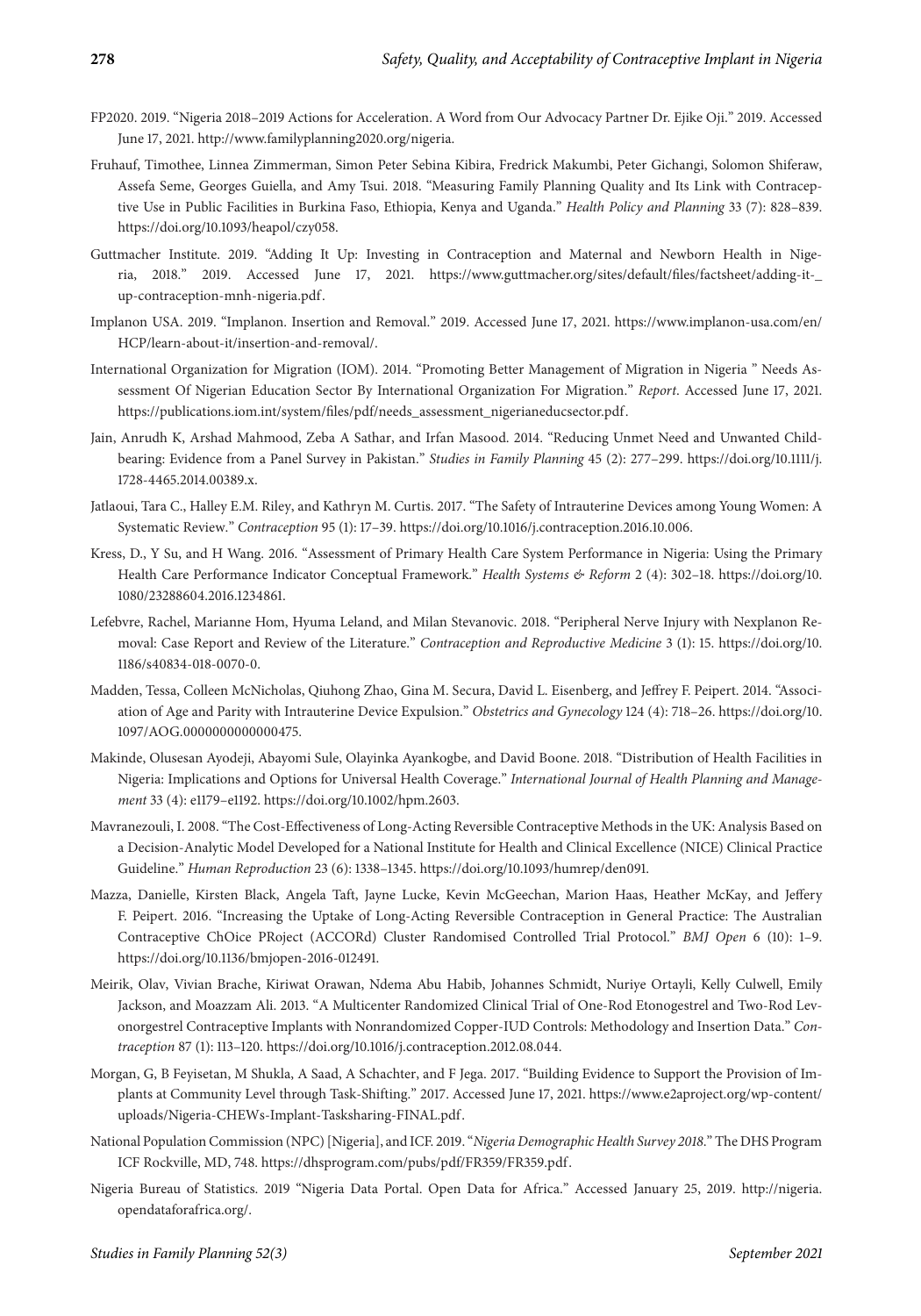FP2020. 2019. "Nigeria 2018–2019 Actions for Acceleration. A Word from Our Advocacy Partner Dr. Ejike Oji." 2019. Accessed June 17, 2021. http://www.familyplanning2020.org/nigeria.

Fruhauf, Timothee, Linnea Zimmerman, Simon Peter Sebina Kibira, Fredrick Makumbi, Peter Gichangi, Solomon Shiferaw, Assefa Seme, Georges Guiella, and Amy Tsui. 2018. "Measuring Family Planning Quality and Its Link with Contraceptive Use in Public Facilities in Burkina Faso, Ethiopia, Kenya and Uganda." *Health Policy and Planning* 33 (7): 828–839. https://doi.org/10.1093/heapol/czy058.

Guttmacher Institute. 2019. "Adding It Up: Investing in Contraception and Maternal and Newborn Health in Nigeria, 2018." 2019. Accessed June 17, 2021. https://www.guttmacher.org/sites/default/files/factsheet/adding-it-_up-contraception-mnh-nigeria.pdf.

Implanon USA. 2019. "Implanon. Insertion and Removal." 2019. Accessed June 17, 2021. https://www.implanon-usa.com/en/HCP/learn-about-it/insertion-and-removal/.

International Organization for Migration (IOM). 2014. "Promoting Better Management of Migration in Nigeria " Needs Assessment Of Nigerian Education Sector By International Organization For Migration." *Report*. Accessed June 17, 2021. https://publications.iom.int/system/files/pdf/needs_assessment_nigerianeducsector.pdf.

Jain, Anrudh K, Arshad Mahmood, Zeba A Sathar, and Irfan Masood. 2014. "Reducing Unmet Need and Unwanted Childbearing: Evidence from a Panel Survey in Pakistan." *Studies in Family Planning* 45 (2): 277–299. https://doi.org/10.1111/j.1728-4465.2014.00389.x.

Jatlaoui, Tara C., Halley E.M. Riley, and Kathryn M. Curtis. 2017. "The Safety of Intrauterine Devices among Young Women: A Systematic Review." *Contraception* 95 (1): 17–39. https://doi.org/10.1016/j.contraception.2016.10.006.

Kress, D., Y Su, and H Wang. 2016. "Assessment of Primary Health Care System Performance in Nigeria: Using the Primary Health Care Performance Indicator Conceptual Framework." *Health Systems & Reform* 2 (4): 302–18. https://doi.org/10.1080/23288604.2016.1234861.

Lefebvre, Rachel, Marianne Hom, Hyuma Leland, and Milan Stevanovic. 2018. "Peripheral Nerve Injury with Nexplanon Removal: Case Report and Review of the Literature." *Contraception and Reproductive Medicine* 3 (1): 15. https://doi.org/10.1186/s40834-018-0070-0.

Madden, Tessa, Colleen McNicholas, Qiuhong Zhao, Gina M. Secura, David L. Eisenberg, and Jeffrey F. Peipert. 2014. "Association of Age and Parity with Intrauterine Device Expulsion." *Obstetrics and Gynecology* 124 (4): 718–26. https://doi.org/10.1097/AOG.0000000000000475.

Makinde, Olusesan Ayodeji, Abayomi Sule, Olayinka Ayankogbe, and David Boone. 2018. "Distribution of Health Facilities in Nigeria: Implications and Options for Universal Health Coverage." *International Journal of Health Planning and Management* 33 (4): e1179–e1192. https://doi.org/10.1002/hpm.2603.

Mavranezouli, I. 2008. "The Cost-Effectiveness of Long-Acting Reversible Contraceptive Methods in the UK: Analysis Based on a Decision-Analytic Model Developed for a National Institute for Health and Clinical Excellence (NICE) Clinical Practice Guideline." *Human Reproduction* 23 (6): 1338–1345. https://doi.org/10.1093/humrep/den091.

Mazza, Danielle, Kirsten Black, Angela Taft, Jayne Lucke, Kevin McGeechan, Marion Haas, Heather McKay, and Jeffery F. Peipert. 2016. "Increasing the Uptake of Long-Acting Reversible Contraception in General Practice: The Australian Contraceptive ChOice PRoject (ACCORd) Cluster Randomised Controlled Trial Protocol." *BMJ Open* 6 (10): 1–9. https://doi.org/10.1136/bmjopen-2016-012491.

Meirik, Olav, Vivian Brache, Kiriwat Orawan, Ndema Abu Habib, Johannes Schmidt, Nuriye Ortayli, Kelly Culwell, Emily Jackson, and Moazzam Ali. 2013. "A Multicenter Randomized Clinical Trial of One-Rod Etonogestrel and Two-Rod Levonorgestrel Contraceptive Implants with Nonrandomized Copper-IUD Controls: Methodology and Insertion Data." *Contraception* 87 (1): 113–120. https://doi.org/10.1016/j.contraception.2012.08.044.

Morgan, G, B Feyisetan, M Shukla, A Saad, A Schachter, and F Jega. 2017. "Building Evidence to Support the Provision of Implants at Community Level through Task-Shifting." 2017. Accessed June 17, 2021. https://www.e2aproject.org/wp-content/uploads/Nigeria-CHEWs-Implant-Tasksharing-FINAL.pdf.

National Population Commission (NPC) [Nigeria], and ICF. 2019. "*Nigeria Demographic Health Survey 2018*." The DHS Program ICF Rockville, MD, 748. https://dhsprogram.com/pubs/pdf/FR359/FR359.pdf.

Nigeria Bureau of Statistics. 2019 "Nigeria Data Portal. Open Data for Africa." Accessed January 25, 2019. http://nigeria.opendataforafrica.org/.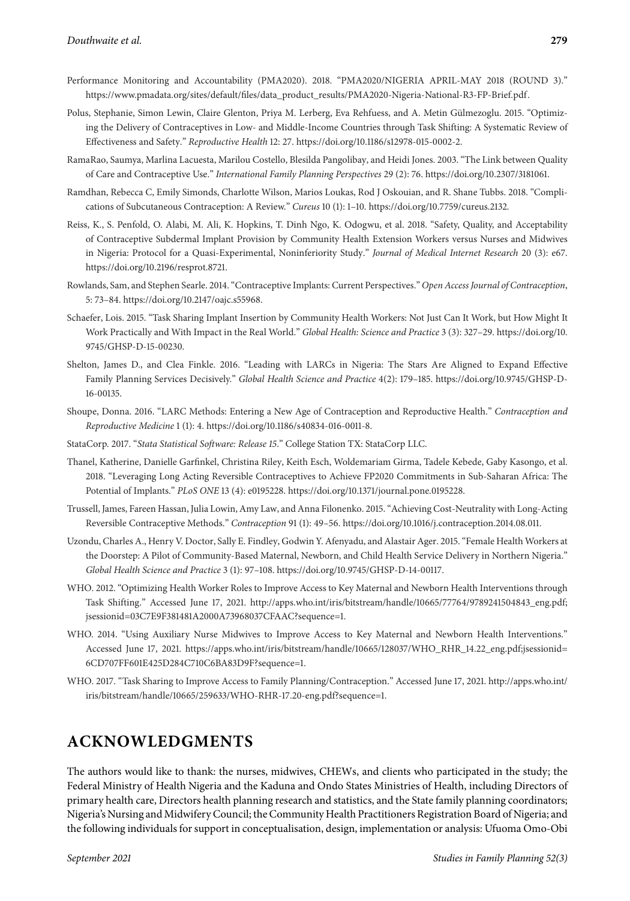Performance Monitoring and Accountability (PMA2020). 2018. "PMA2020/NIGERIA APRIL-MAY 2018 (ROUND 3)." https://www.pmadata.org/sites/default/files/data_product_results/PMA2020-Nigeria-National-R3-FP-Brief.pdf.

Polus, Stephanie, Simon Lewin, Claire Glenton, Priya M. Lerberg, Eva Rehfuess, and A. Metin Gülmezoglu. 2015. "Optimizing the Delivery of Contraceptives in Low- and Middle-Income Countries through Task Shifting: A Systematic Review of Effectiveness and Safety." *Reproductive Health* 12: 27. https://doi.org/10.1186/s12978-015-0002-2.

RamaRao, Saumya, Marlina Lacuesta, Marilou Costello, Blesilda Pangolibay, and Heidi Jones. 2003. "The Link between Quality of Care and Contraceptive Use." *International Family Planning Perspectives* 29 (2): 76. https://doi.org/10.2307/3181061.

Ramdhan, Rebecca C, Emily Simonds, Charlotte Wilson, Marios Loukas, Rod J Oskouian, and R. Shane Tubbs. 2018. "Complications of Subcutaneous Contraception: A Review." *Cureus* 10 (1): 1–10. https://doi.org/10.7759/cureus.2132.

Reiss, K., S. Penfold, O. Alabi, M. Ali, K. Hopkins, T. Dinh Ngo, K. Odogwu, et al. 2018. "Safety, Quality, and Acceptability of Contraceptive Subdermal Implant Provision by Community Health Extension Workers versus Nurses and Midwives in Nigeria: Protocol for a Quasi-Experimental, Noninferiority Study." *Journal of Medical Internet Research* 20 (3): e67. https://doi.org/10.2196/resprot.8721.

Rowlands, Sam, and Stephen Searle. 2014. "Contraceptive Implants: Current Perspectives." *Open Access Journal of Contraception*, 5: 73–84. https://doi.org/10.2147/oajc.s55968.

Schaefer, Lois. 2015. "Task Sharing Implant Insertion by Community Health Workers: Not Just Can It Work, but How Might It Work Practically and With Impact in the Real World." *Global Health: Science and Practice* 3 (3): 327–29. https://doi.org/10.9745/GHSP-D-15-00230.

Shelton, James D., and Clea Finkle. 2016. "Leading with LARCs in Nigeria: The Stars Are Aligned to Expand Effective Family Planning Services Decisively." *Global Health Science and Practice* 4(2): 179–185. https://doi.org/10.9745/GHSP-D-16-00135.

Shoupe, Donna. 2016. "LARC Methods: Entering a New Age of Contraception and Reproductive Health." *Contraception and Reproductive Medicine* 1 (1): 4. https://doi.org/10.1186/s40834-016-0011-8.

StataCorp. 2017. "*Stata Statistical Software: Release 15*." College Station TX: StataCorp LLC.

Thanel, Katherine, Danielle Garfinkel, Christina Riley, Keith Esch, Woldemariam Girma, Tadele Kebede, Gaby Kasongo, et al. 2018. "Leveraging Long Acting Reversible Contraceptives to Achieve FP2020 Commitments in Sub-Saharan Africa: The Potential of Implants." *PLoS ONE* 13 (4): e0195228. https://doi.org/10.1371/journal.pone.0195228.

Trussell, James, Fareen Hassan, Julia Lowin, Amy Law, and Anna Filonenko. 2015. "Achieving Cost-Neutrality with Long-Acting Reversible Contraceptive Methods." *Contraception* 91 (1): 49–56. https://doi.org/10.1016/j.contraception.2014.08.011.

Uzondu, Charles A., Henry V. Doctor, Sally E. Findley, Godwin Y. Afenyadu, and Alastair Ager. 2015. "Female Health Workers at the Doorstep: A Pilot of Community-Based Maternal, Newborn, and Child Health Service Delivery in Northern Nigeria." *Global Health Science and Practice* 3 (1): 97–108. https://doi.org/10.9745/GHSP-D-14-00117.

WHO. 2012. "Optimizing Health Worker Roles to Improve Access to Key Maternal and Newborn Health Interventions through Task Shifting." Accessed June 17, 2021. http://apps.who.int/iris/bitstream/handle/10665/77764/9789241504843_eng.pdf;jsessionid=03C7E9F381481A2000A73968037CFAAC?sequence=1.

WHO. 2014. "Using Auxiliary Nurse Midwives to Improve Access to Key Maternal and Newborn Health Interventions." Accessed June 17, 2021. https://apps.who.int/iris/bitstream/handle/10665/128037/WHO_RHR_14.22_eng.pdf;jsessionid=6CD707FF601E425D284C710C6BA83D9F?sequence=1.

WHO. 2017. "Task Sharing to Improve Access to Family Planning/Contraception." Accessed June 17, 2021. http://apps.who.int/iris/bitstream/handle/10665/259633/WHO-RHR-17.20-eng.pdf?sequence=1.

## ACKNOWLEDGMENTS

The authors would like to thank: the nurses, midwives, CHEWs, and clients who participated in the study; the Federal Ministry of Health Nigeria and the Kaduna and Ondo States Ministries of Health, including Directors of primary health care, Directors health planning research and statistics, and the State family planning coordinators; Nigeria's Nursing and Midwifery Council; the Community Health Practitioners Registration Board of Nigeria; and the following individuals for support in conceptualisation, design, implementation or analysis: Ufuoma Omo-Obi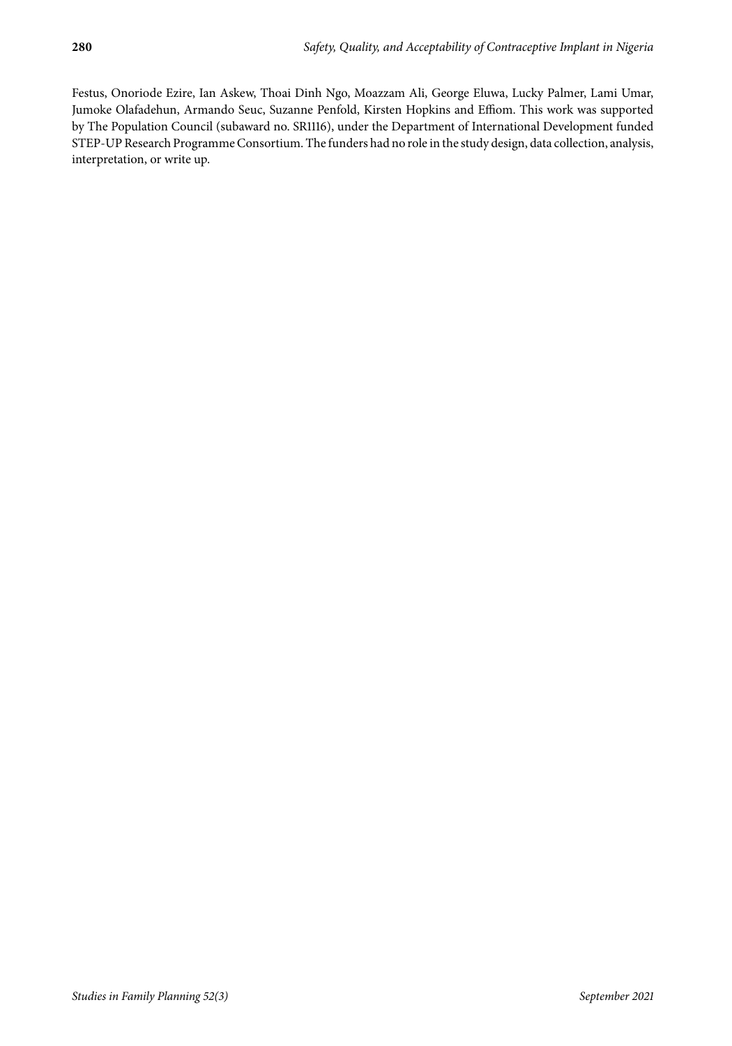Festus, Onoriode Ezire, Ian Askew, Thoai Dinh Ngo, Moazzam Ali, George Eluwa, Lucky Palmer, Lami Umar, Jumoke Olafadehun, Armando Seuc, Suzanne Penfold, Kirsten Hopkins and Effiom. This work was supported by The Population Council (subaward no. SR1116), under the Department of International Development funded STEP-UP Research Programme Consortium. The funders had no role in the study design, data collection, analysis, interpretation, or write up.